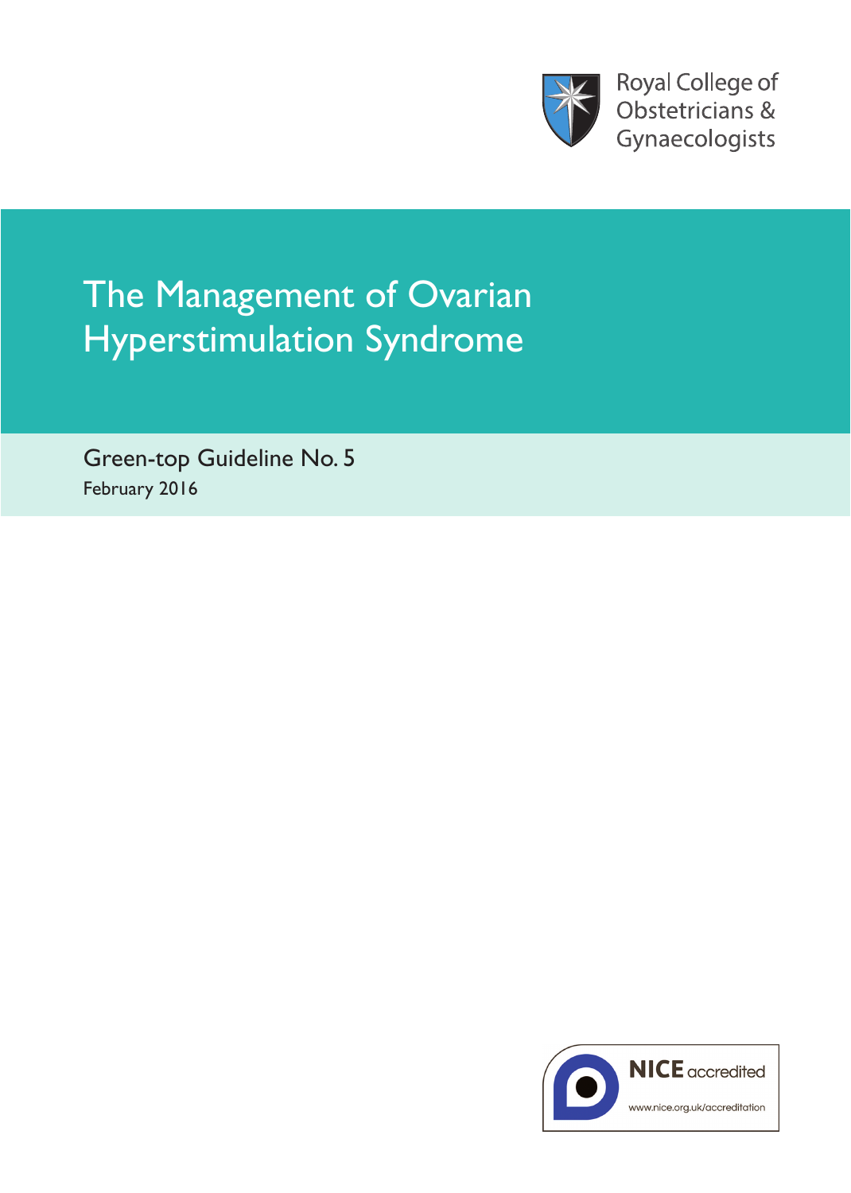Royal College of Obstetricians & Gynaecologists

# The Management of Ovarian Hyperstimulation Syndrome

Green-top Guideline No. 5

February 2016

NICE accredited

www.nice.org.uk/accreditation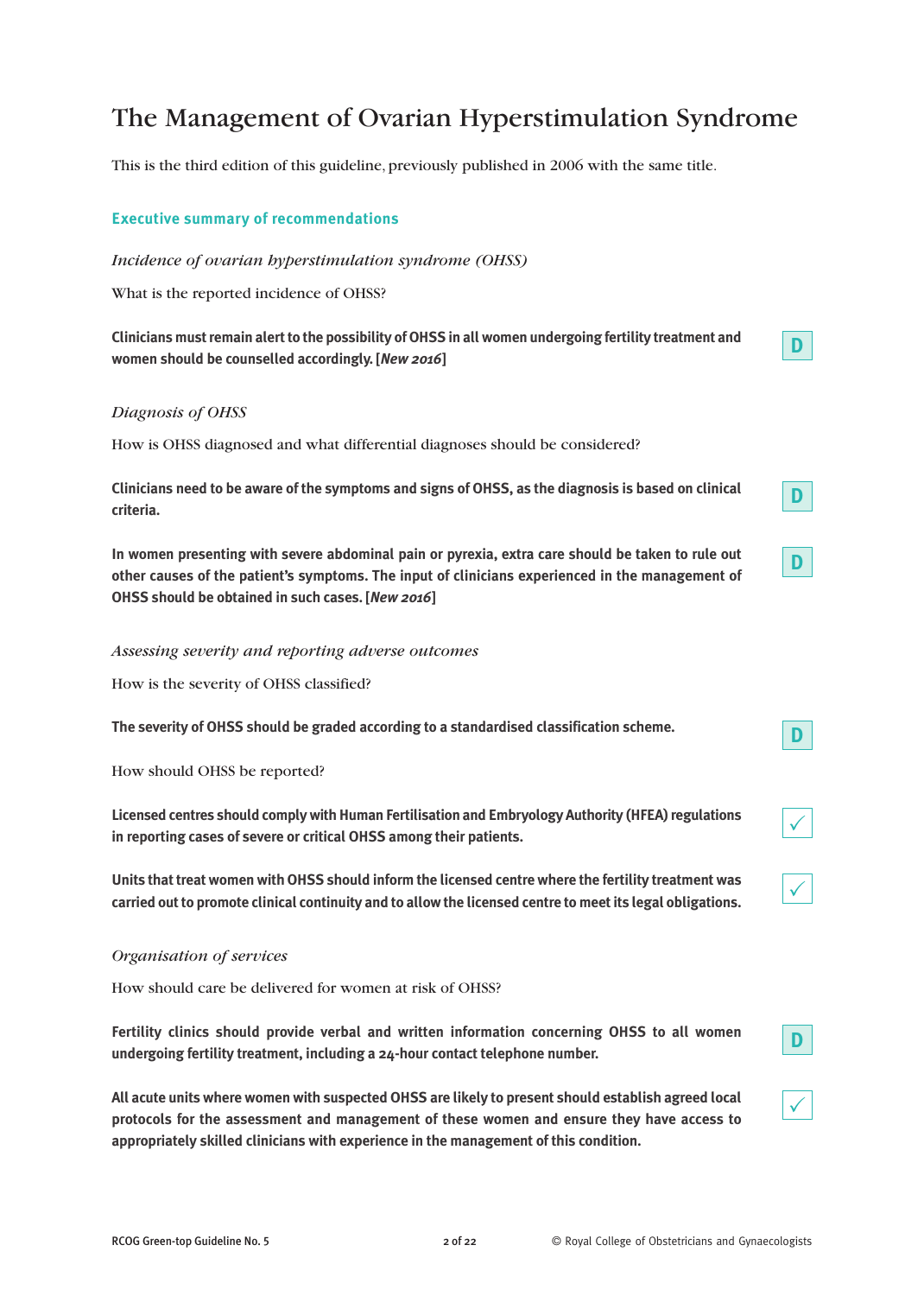# The Management of Ovarian Hyperstimulation Syndrome

This is the third edition of this guideline, previously published in 2006 with the same title.

## Executive summary of recommendations

### *Incidence of ovarian hyperstimulation syndrome (OHSS)*

What is the reported incidence of OHSS?

**Clinicians must remain alert to the possibility of OHSS in all women undergoing fertility treatment and women should be counselled accordingly. [*New 2016*]** D

### *Diagnosis of OHSS*

How is OHSS diagnosed and what differential diagnoses should be considered?

**Clinicians need to be aware of the symptoms and signs of OHSS, as the diagnosis is based on clinical criteria.** D

**In women presenting with severe abdominal pain or pyrexia, extra care should be taken to rule out other causes of the patient's symptoms. The input of clinicians experienced in the management of OHSS should be obtained in such cases. [*New 2016*]** D

### *Assessing severity and reporting adverse outcomes*

How is the severity of OHSS classified?

**The severity of OHSS should be graded according to a standardised classification scheme.** D

How should OHSS be reported?

**Licensed centres should comply with Human Fertilisation and Embryology Authority (HFEA) regulations in reporting cases of severe or critical OHSS among their patients.** ✓

**Units that treat women with OHSS should inform the licensed centre where the fertility treatment was carried out to promote clinical continuity and to allow the licensed centre to meet its legal obligations.** ✓

### *Organisation of services*

How should care be delivered for women at risk of OHSS?

**Fertility clinics should provide verbal and written information concerning OHSS to all women undergoing fertility treatment, including a 24-hour contact telephone number.** D

**All acute units where women with suspected OHSS are likely to present should establish agreed local protocols for the assessment and management of these women and ensure they have access to appropriately skilled clinicians with experience in the management of this condition.** ✓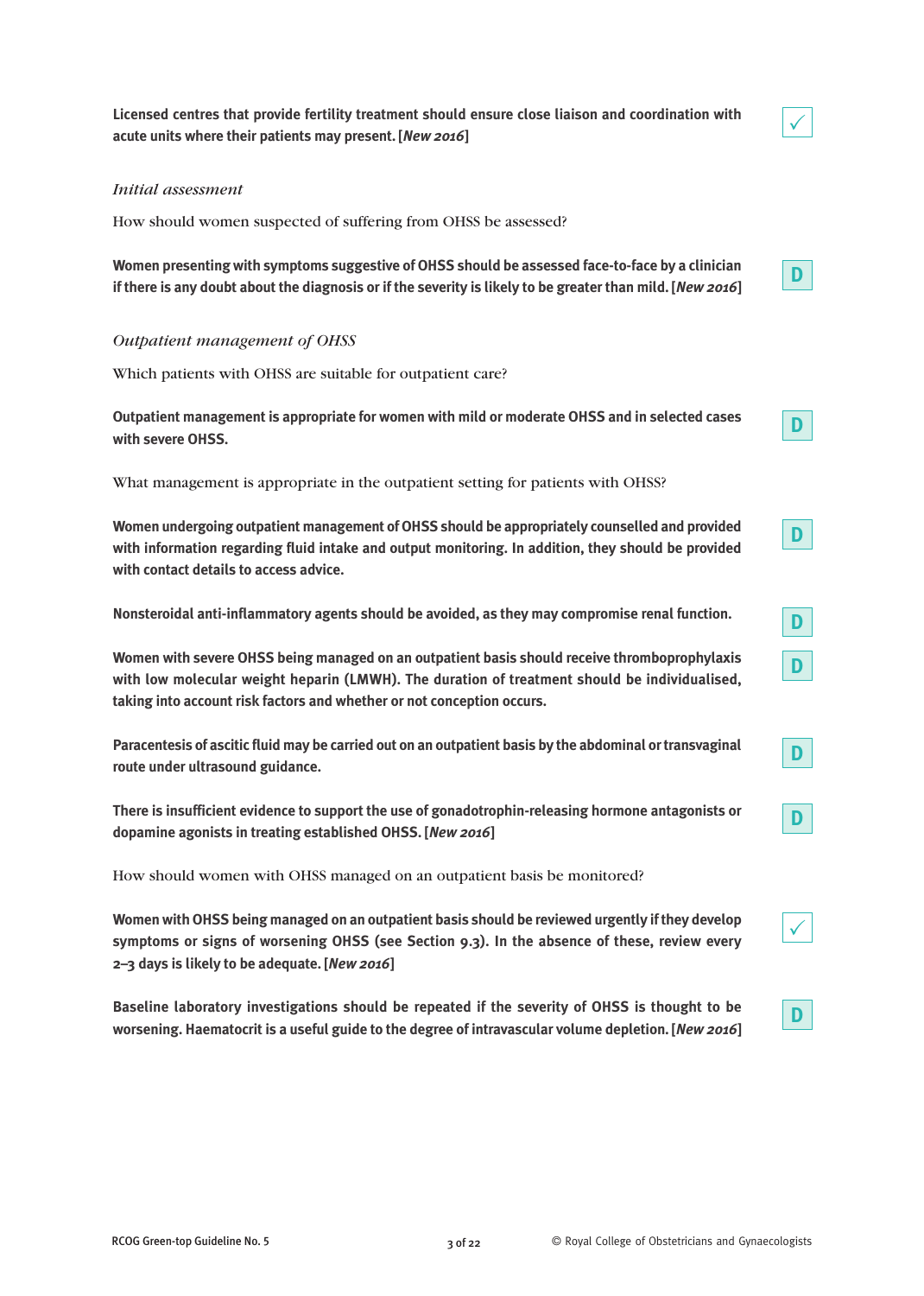**Licensed centres that provide fertility treatment should ensure close liaison and coordination with acute units where their patients may present. [*New 2016*]** ✓

*Initial assessment*

How should women suspected of suffering from OHSS be assessed?

**Women presenting with symptoms suggestive of OHSS should be assessed face-to-face by a clinician if there is any doubt about the diagnosis or if the severity is likely to be greater than mild. [*New 2016*]** D

*Outpatient management of OHSS*

Which patients with OHSS are suitable for outpatient care?

**Outpatient management is appropriate for women with mild or moderate OHSS and in selected cases with severe OHSS.** D

What management is appropriate in the outpatient setting for patients with OHSS?

**Women undergoing outpatient management of OHSS should be appropriately counselled and provided with information regarding fluid intake and output monitoring. In addition, they should be provided with contact details to access advice.** D

**Nonsteroidal anti-inflammatory agents should be avoided, as they may compromise renal function.** D

**Women with severe OHSS being managed on an outpatient basis should receive thromboprophylaxis with low molecular weight heparin (LMWH). The duration of treatment should be individualised, taking into account risk factors and whether or not conception occurs.** D

**Paracentesis of ascitic fluid may be carried out on an outpatient basis by the abdominal or transvaginal route under ultrasound guidance.** D

**There is insufficient evidence to support the use of gonadotrophin-releasing hormone antagonists or dopamine agonists in treating established OHSS. [*New 2016*]** D

How should women with OHSS managed on an outpatient basis be monitored?

**Women with OHSS being managed on an outpatient basis should be reviewed urgently if they develop symptoms or signs of worsening OHSS (see Section 9.3). In the absence of these, review every 2–3 days is likely to be adequate. [*New 2016*]** ✓

**Baseline laboratory investigations should be repeated if the severity of OHSS is thought to be worsening. Haematocrit is a useful guide to the degree of intravascular volume depletion. [*New 2016*]** D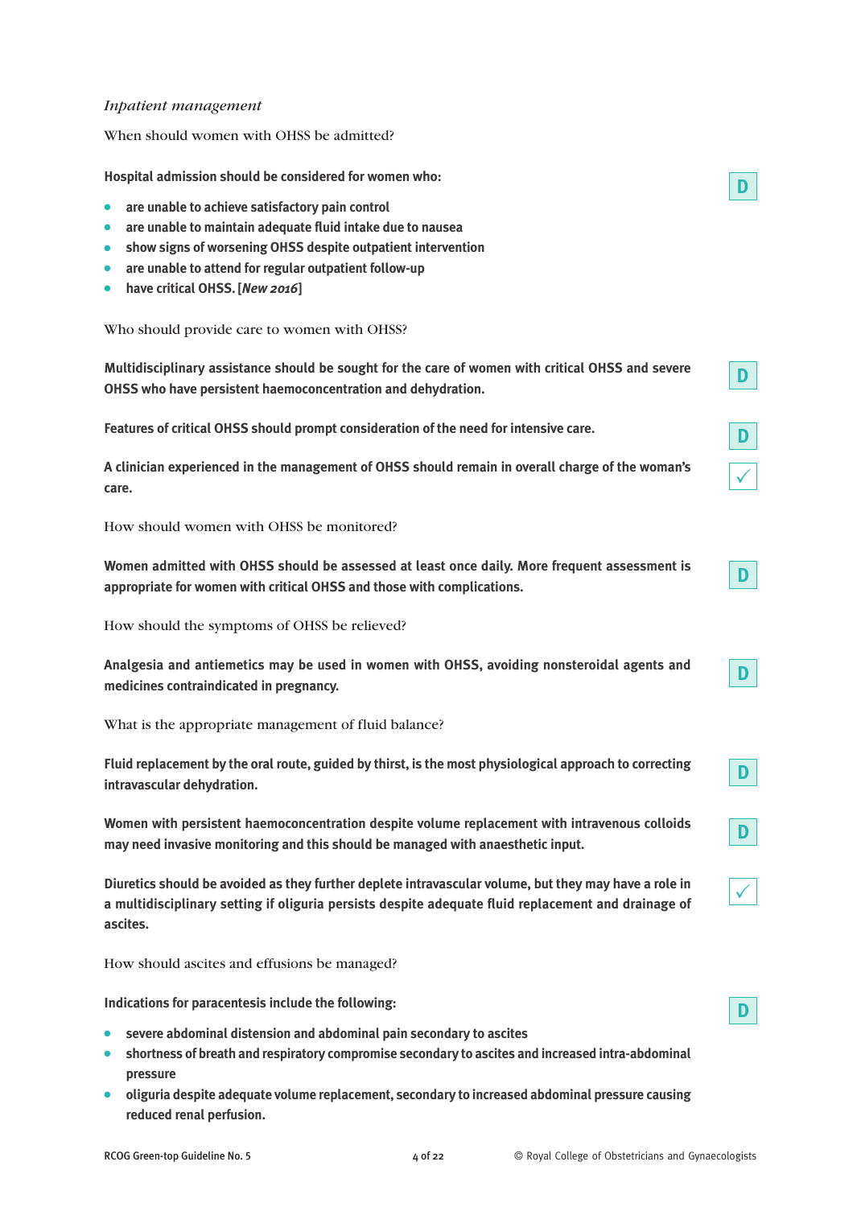*Inpatient management*

When should women with OHSS be admitted?

**Hospital admission should be considered for women who:**

- **are unable to achieve satisfactory pain control**
- **are unable to maintain adequate fluid intake due to nausea**
- **show signs of worsening OHSS despite outpatient intervention**
- **are unable to attend for regular outpatient follow-up**
- **have critical OHSS. [*New 2016*]**

D

Who should provide care to women with OHSS?

**Multidisciplinary assistance should be sought for the care of women with critical OHSS and severe OHSS who have persistent haemoconcentration and dehydration.**

D

**Features of critical OHSS should prompt consideration of the need for intensive care.**

D

**A clinician experienced in the management of OHSS should remain in overall charge of the woman's care.**

✓

How should women with OHSS be monitored?

**Women admitted with OHSS should be assessed at least once daily. More frequent assessment is appropriate for women with critical OHSS and those with complications.**

D

How should the symptoms of OHSS be relieved?

**Analgesia and antiemetics may be used in women with OHSS, avoiding nonsteroidal agents and medicines contraindicated in pregnancy.**

D

What is the appropriate management of fluid balance?

**Fluid replacement by the oral route, guided by thirst, is the most physiological approach to correcting intravascular dehydration.**

D

**Women with persistent haemoconcentration despite volume replacement with intravenous colloids may need invasive monitoring and this should be managed with anaesthetic input.**

D

**Diuretics should be avoided as they further deplete intravascular volume, but they may have a role in a multidisciplinary setting if oliguria persists despite adequate fluid replacement and drainage of ascites.**

✓

How should ascites and effusions be managed?

**Indications for paracentesis include the following:**

- **severe abdominal distension and abdominal pain secondary to ascites**
- **shortness of breath and respiratory compromise secondary to ascites and increased intra-abdominal pressure**
- **oliguria despite adequate volume replacement, secondary to increased abdominal pressure causing reduced renal perfusion.**

D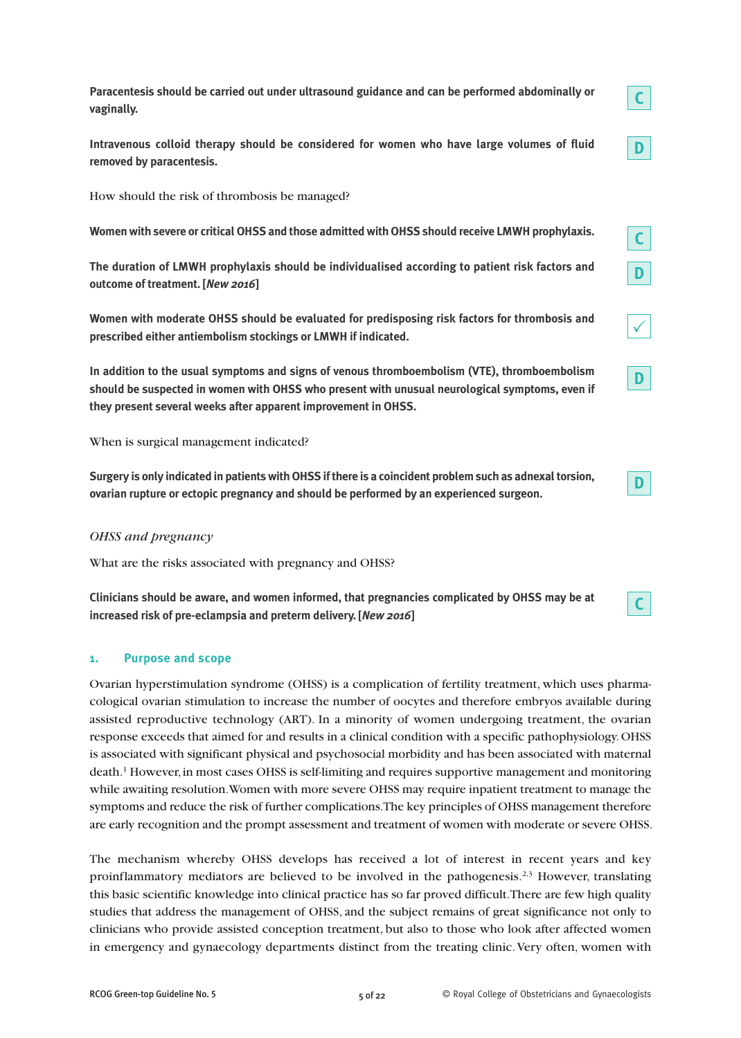**Paracentesis should be carried out under ultrasound guidance and can be performed abdominally or vaginally.** C

**Intravenous colloid therapy should be considered for women who have large volumes of fluid removed by paracentesis.** D

How should the risk of thrombosis be managed?

**Women with severe or critical OHSS and those admitted with OHSS should receive LMWH prophylaxis.** C

**The duration of LMWH prophylaxis should be individualised according to patient risk factors and outcome of treatment. [*New 2016*]** D

**Women with moderate OHSS should be evaluated for predisposing risk factors for thrombosis and prescribed either antiembolism stockings or LMWH if indicated.** ✓

**In addition to the usual symptoms and signs of venous thromboembolism (VTE), thromboembolism should be suspected in women with OHSS who present with unusual neurological symptoms, even if they present several weeks after apparent improvement in OHSS.** D

When is surgical management indicated?

**Surgery is only indicated in patients with OHSS if there is a coincident problem such as adnexal torsion, ovarian rupture or ectopic pregnancy and should be performed by an experienced surgeon.** D

*OHSS and pregnancy*

What are the risks associated with pregnancy and OHSS?

**Clinicians should be aware, and women informed, that pregnancies complicated by OHSS may be at increased risk of pre-eclampsia and preterm delivery. [*New 2016*]** C

## 1. Purpose and scope

Ovarian hyperstimulation syndrome (OHSS) is a complication of fertility treatment, which uses pharmacological ovarian stimulation to increase the number of oocytes and therefore embryos available during assisted reproductive technology (ART). In a minority of women undergoing treatment, the ovarian response exceeds that aimed for and results in a clinical condition with a specific pathophysiology. OHSS is associated with significant physical and psychosocial morbidity and has been associated with maternal death.[1] However, in most cases OHSS is self-limiting and requires supportive management and monitoring while awaiting resolution. Women with more severe OHSS may require inpatient treatment to manage the symptoms and reduce the risk of further complications. The key principles of OHSS management therefore are early recognition and the prompt assessment and treatment of women with moderate or severe OHSS.

The mechanism whereby OHSS develops has received a lot of interest in recent years and key proinflammatory mediators are believed to be involved in the pathogenesis.[2,3] However, translating this basic scientific knowledge into clinical practice has so far proved difficult. There are few high quality studies that address the management of OHSS, and the subject remains of great significance not only to clinicians who provide assisted conception treatment, but also to those who look after affected women in emergency and gynaecology departments distinct from the treating clinic. Very often, women with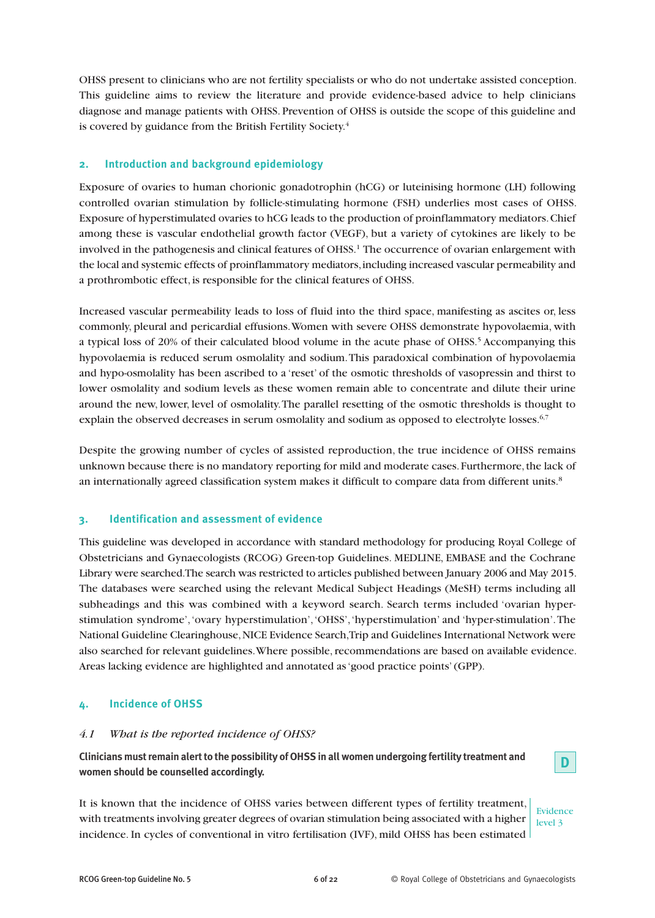OHSS present to clinicians who are not fertility specialists or who do not undertake assisted conception. This guideline aims to review the literature and provide evidence-based advice to help clinicians diagnose and manage patients with OHSS. Prevention of OHSS is outside the scope of this guideline and is covered by guidance from the British Fertility Society.[4]

## 2. Introduction and background epidemiology

Exposure of ovaries to human chorionic gonadotrophin (hCG) or luteinising hormone (LH) following controlled ovarian stimulation by follicle-stimulating hormone (FSH) underlies most cases of OHSS. Exposure of hyperstimulated ovaries to hCG leads to the production of proinflammatory mediators. Chief among these is vascular endothelial growth factor (VEGF), but a variety of cytokines are likely to be involved in the pathogenesis and clinical features of OHSS.[1] The occurrence of ovarian enlargement with the local and systemic effects of proinflammatory mediators, including increased vascular permeability and a prothrombotic effect, is responsible for the clinical features of OHSS.

Increased vascular permeability leads to loss of fluid into the third space, manifesting as ascites or, less commonly, pleural and pericardial effusions. Women with severe OHSS demonstrate hypovolaemia, with a typical loss of 20% of their calculated blood volume in the acute phase of OHSS.[5] Accompanying this hypovolaemia is reduced serum osmolality and sodium. This paradoxical combination of hypovolaemia and hypo-osmolality has been ascribed to a 'reset' of the osmotic thresholds of vasopressin and thirst to lower osmolality and sodium levels as these women remain able to concentrate and dilute their urine around the new, lower, level of osmolality. The parallel resetting of the osmotic thresholds is thought to explain the observed decreases in serum osmolality and sodium as opposed to electrolyte losses.[6,7]

Despite the growing number of cycles of assisted reproduction, the true incidence of OHSS remains unknown because there is no mandatory reporting for mild and moderate cases. Furthermore, the lack of an internationally agreed classification system makes it difficult to compare data from different units.[8]

## 3. Identification and assessment of evidence

This guideline was developed in accordance with standard methodology for producing Royal College of Obstetricians and Gynaecologists (RCOG) Green-top Guidelines. MEDLINE, EMBASE and the Cochrane Library were searched. The search was restricted to articles published between January 2006 and May 2015. The databases were searched using the relevant Medical Subject Headings (MeSH) terms including all subheadings and this was combined with a keyword search. Search terms included 'ovarian hyper-stimulation syndrome', 'ovary hyperstimulation', 'OHSS', 'hyperstimulation' and 'hyper-stimulation'. The National Guideline Clearinghouse, NICE Evidence Search, Trip and Guidelines International Network were also searched for relevant guidelines. Where possible, recommendations are based on available evidence. Areas lacking evidence are highlighted and annotated as 'good practice points' (GPP).

## 4. Incidence of OHSS

### *4.1 What is the reported incidence of OHSS?*

**Clinicians must remain alert to the possibility of OHSS in all women undergoing fertility treatment and women should be counselled accordingly.** **D**

It is known that the incidence of OHSS varies between different types of fertility treatment, with treatments involving greater degrees of ovarian stimulation being associated with a higher incidence. In cycles of conventional in vitro fertilisation (IVF), mild OHSS has been estimated

*Evidence level 3*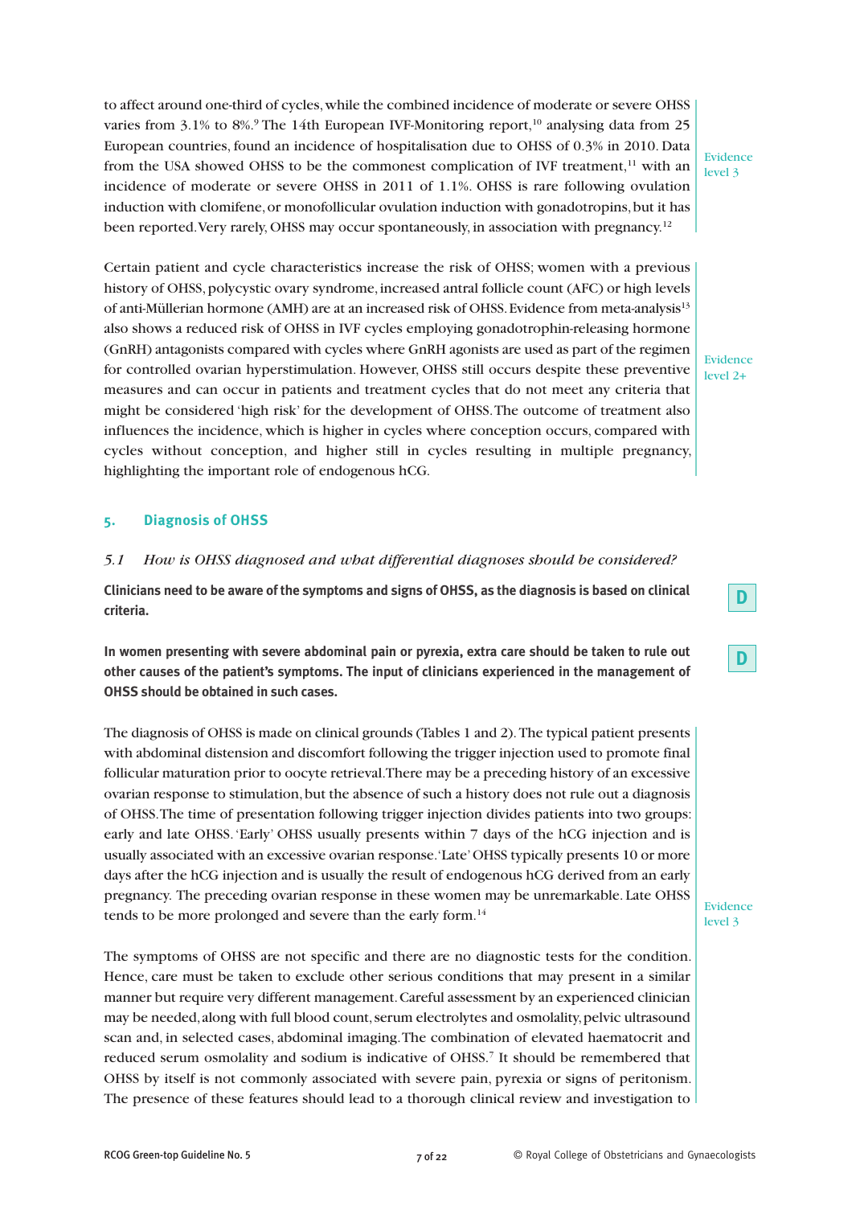to affect around one-third of cycles, while the combined incidence of moderate or severe OHSS varies from 3.1% to 8%.[9] The 14th European IVF-Monitoring report,[10] analysing data from 25 European countries, found an incidence of hospitalisation due to OHSS of 0.3% in 2010. Data from the USA showed OHSS to be the commonest complication of IVF treatment,[11] with an incidence of moderate or severe OHSS in 2011 of 1.1%. OHSS is rare following ovulation induction with clomifene, or monofollicular ovulation induction with gonadotropins, but it has been reported. Very rarely, OHSS may occur spontaneously, in association with pregnancy.[12]

Evidence level 3

Certain patient and cycle characteristics increase the risk of OHSS; women with a previous history of OHSS, polycystic ovary syndrome, increased antral follicle count (AFC) or high levels of anti-Müllerian hormone (AMH) are at an increased risk of OHSS. Evidence from meta-analysis[13] also shows a reduced risk of OHSS in IVF cycles employing gonadotrophin-releasing hormone (GnRH) antagonists compared with cycles where GnRH agonists are used as part of the regimen for controlled ovarian hyperstimulation. However, OHSS still occurs despite these preventive measures and can occur in patients and treatment cycles that do not meet any criteria that might be considered 'high risk' for the development of OHSS. The outcome of treatment also influences the incidence, which is higher in cycles where conception occurs, compared with cycles without conception, and higher still in cycles resulting in multiple pregnancy, highlighting the important role of endogenous hCG.

Evidence level 2+

## 5. Diagnosis of OHSS

### *5.1 How is OHSS diagnosed and what differential diagnoses should be considered?*

**Clinicians need to be aware of the symptoms and signs of OHSS, as the diagnosis is based on clinical criteria.**

**D**

**In women presenting with severe abdominal pain or pyrexia, extra care should be taken to rule out other causes of the patient's symptoms. The input of clinicians experienced in the management of OHSS should be obtained in such cases.**

**D**

The diagnosis of OHSS is made on clinical grounds (Tables 1 and 2). The typical patient presents with abdominal distension and discomfort following the trigger injection used to promote final follicular maturation prior to oocyte retrieval. There may be a preceding history of an excessive ovarian response to stimulation, but the absence of such a history does not rule out a diagnosis of OHSS. The time of presentation following trigger injection divides patients into two groups: early and late OHSS. 'Early' OHSS usually presents within 7 days of the hCG injection and is usually associated with an excessive ovarian response. 'Late' OHSS typically presents 10 or more days after the hCG injection and is usually the result of endogenous hCG derived from an early pregnancy. The preceding ovarian response in these women may be unremarkable. Late OHSS tends to be more prolonged and severe than the early form.[14]

Evidence level 3

The symptoms of OHSS are not specific and there are no diagnostic tests for the condition. Hence, care must be taken to exclude other serious conditions that may present in a similar manner but require very different management. Careful assessment by an experienced clinician may be needed, along with full blood count, serum electrolytes and osmolality, pelvic ultrasound scan and, in selected cases, abdominal imaging. The combination of elevated haematocrit and reduced serum osmolality and sodium is indicative of OHSS.[7] It should be remembered that OHSS by itself is not commonly associated with severe pain, pyrexia or signs of peritonism. The presence of these features should lead to a thorough clinical review and investigation to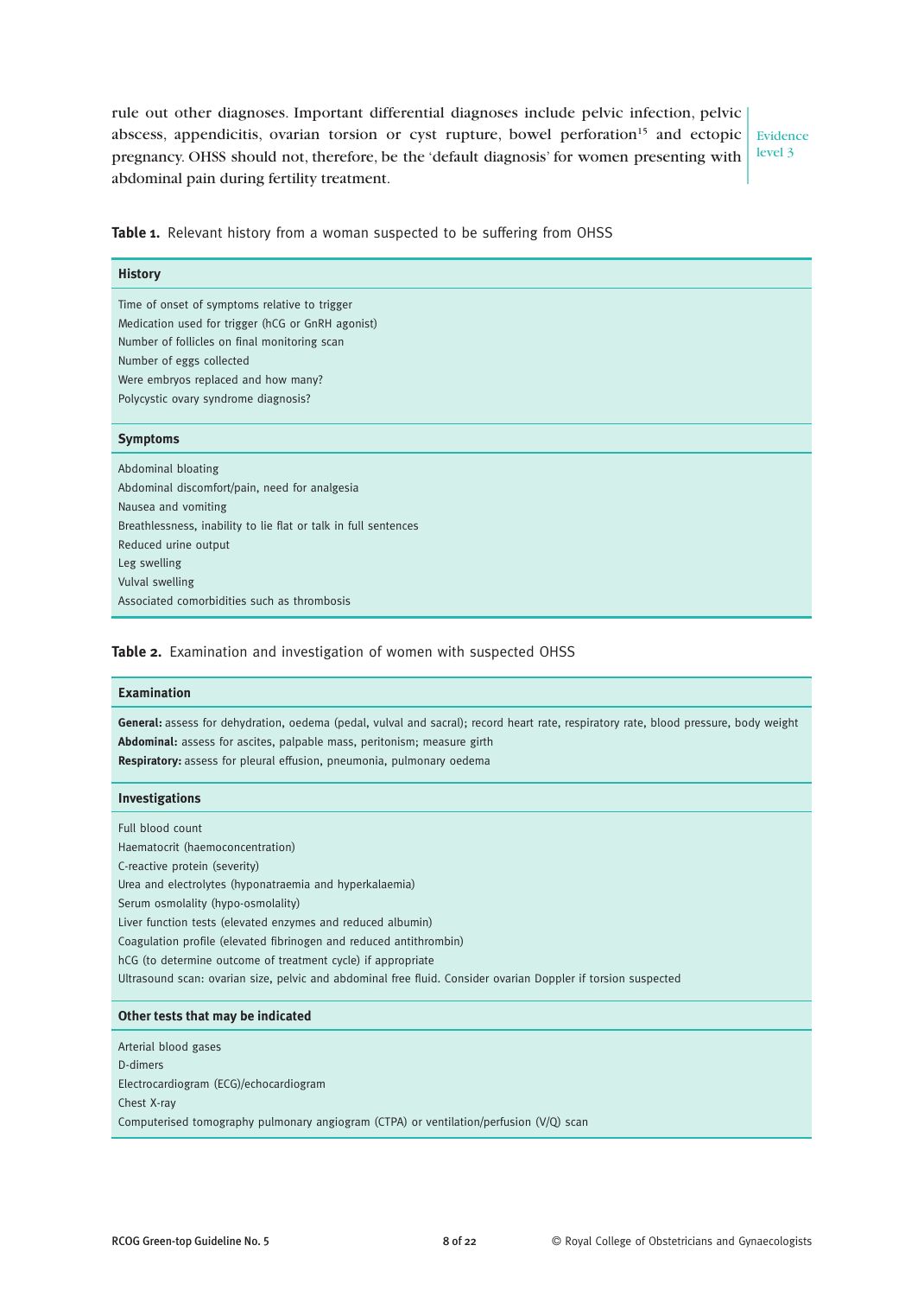rule out other diagnoses. Important differential diagnoses include pelvic infection, pelvic abscess, appendicitis, ovarian torsion or cyst rupture, bowel perforation[15] and ectopic pregnancy. OHSS should not, therefore, be the 'default diagnosis' for women presenting with abdominal pain during fertility treatment.

Evidence level 3

**Table 1.** Relevant history from a woman suspected to be suffering from OHSS

| **History** |
|---|
| Time of onset of symptoms relative to trigger<br>Medication used for trigger (hCG or GnRH agonist)<br>Number of follicles on final monitoring scan<br>Number of eggs collected<br>Were embryos replaced and how many?<br>Polycystic ovary syndrome diagnosis? |
| **Symptoms** |
| Abdominal bloating<br>Abdominal discomfort/pain, need for analgesia<br>Nausea and vomiting<br>Breathlessness, inability to lie flat or talk in full sentences<br>Reduced urine output<br>Leg swelling<br>Vulval swelling<br>Associated comorbidities such as thrombosis |

**Table 2.** Examination and investigation of women with suspected OHSS

| **Examination** |
|---|
| **General:** assess for dehydration, oedema (pedal, vulval and sacral); record heart rate, respiratory rate, blood pressure, body weight<br>**Abdominal:** assess for ascites, palpable mass, peritonism; measure girth<br>**Respiratory:** assess for pleural effusion, pneumonia, pulmonary oedema |
| **Investigations** |
| Full blood count<br>Haematocrit (haemoconcentration)<br>C-reactive protein (severity)<br>Urea and electrolytes (hyponatraemia and hyperkalaemia)<br>Serum osmolality (hypo-osmolality)<br>Liver function tests (elevated enzymes and reduced albumin)<br>Coagulation profile (elevated fibrinogen and reduced antithrombin)<br>hCG (to determine outcome of treatment cycle) if appropriate<br>Ultrasound scan: ovarian size, pelvic and abdominal free fluid. Consider ovarian Doppler if torsion suspected |
| **Other tests that may be indicated** |
| Arterial blood gases<br>D-dimers<br>Electrocardiogram (ECG)/echocardiogram<br>Chest X-ray<br>Computerised tomography pulmonary angiogram (CTPA) or ventilation/perfusion (V/Q) scan |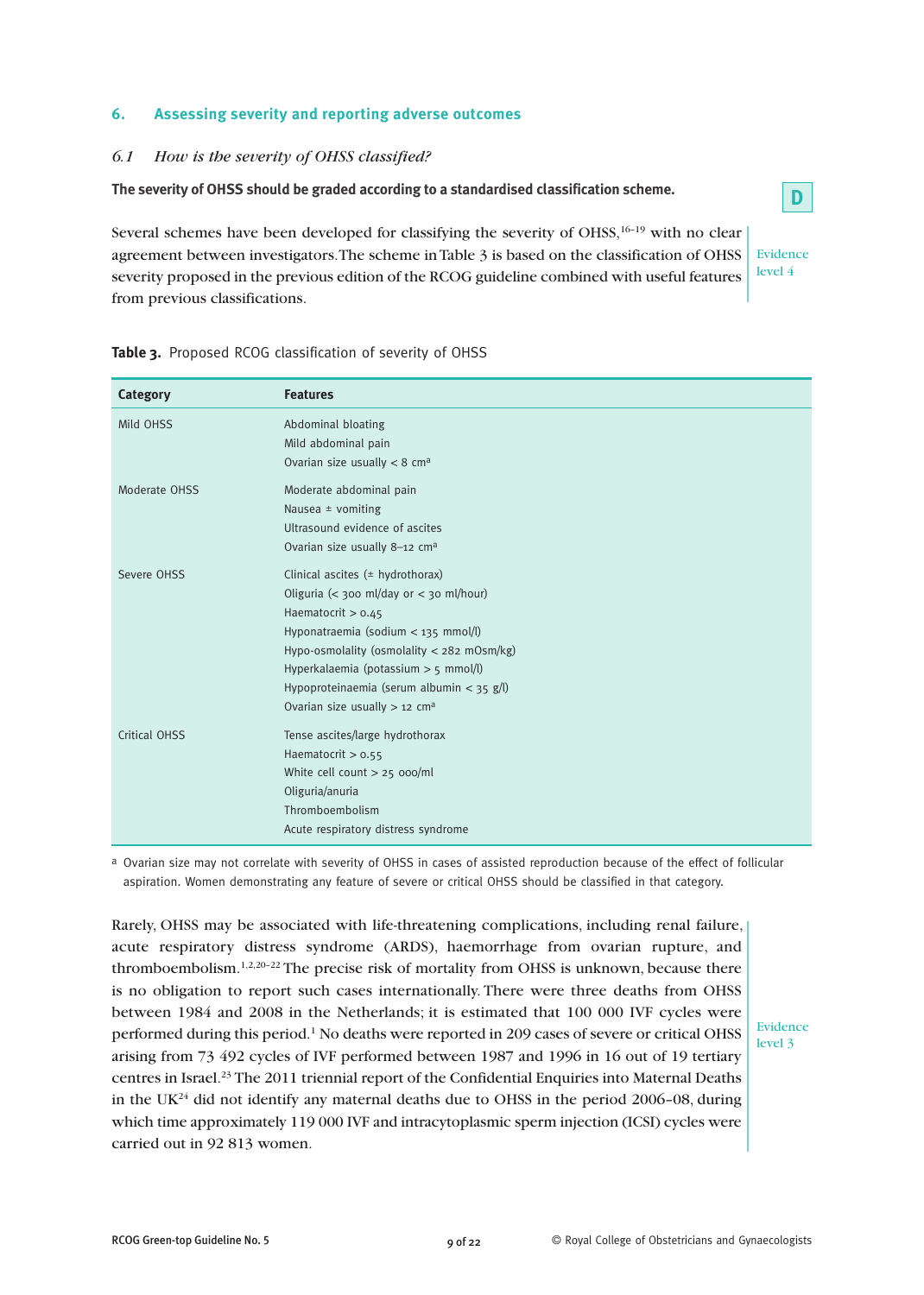## 6. Assessing severity and reporting adverse outcomes

### *6.1 How is the severity of OHSS classified?*

**The severity of OHSS should be graded according to a standardised classification scheme.**

D

Several schemes have been developed for classifying the severity of OHSS,[16–19] with no clear agreement between investigators. The scheme in Table 3 is based on the classification of OHSS severity proposed in the previous edition of the RCOG guideline combined with useful features from previous classifications.

Evidence level 4

**Table 3.** Proposed RCOG classification of severity of OHSS

| Category | Features |
|---|---|
| Mild OHSS | Abdominal bloating<br>Mild abdominal pain<br>Ovarian size usually < 8 cm[a] |
| Moderate OHSS | Moderate abdominal pain<br>Nausea ± vomiting<br>Ultrasound evidence of ascites<br>Ovarian size usually 8–12 cm[a] |
| Severe OHSS | Clinical ascites (± hydrothorax)<br>Oliguria (< 300 ml/day or < 30 ml/hour)<br>Haematocrit > 0.45<br>Hyponatraemia (sodium < 135 mmol/l)<br>Hypo-osmolality (osmolality < 282 mOsm/kg)<br>Hyperkalaemia (potassium > 5 mmol/l)<br>Hypoproteinaemia (serum albumin < 35 g/l)<br>Ovarian size usually > 12 cm[a] |
| Critical OHSS | Tense ascites/large hydrothorax<br>Haematocrit > 0.55<br>White cell count > 25 000/ml<br>Oliguria/anuria<br>Thromboembolism<br>Acute respiratory distress syndrome |

[a] Ovarian size may not correlate with severity of OHSS in cases of assisted reproduction because of the effect of follicular aspiration. Women demonstrating any feature of severe or critical OHSS should be classified in that category.

Rarely, OHSS may be associated with life-threatening complications, including renal failure, acute respiratory distress syndrome (ARDS), haemorrhage from ovarian rupture, and thromboembolism.[1,2,20–22] The precise risk of mortality from OHSS is unknown, because there is no obligation to report such cases internationally. There were three deaths from OHSS between 1984 and 2008 in the Netherlands; it is estimated that 100 000 IVF cycles were performed during this period.[1] No deaths were reported in 209 cases of severe or critical OHSS arising from 73 492 cycles of IVF performed between 1987 and 1996 in 16 out of 19 tertiary centres in Israel.[23] The 2011 triennial report of the Confidential Enquiries into Maternal Deaths in the UK[24] did not identify any maternal deaths due to OHSS in the period 2006–08, during which time approximately 119 000 IVF and intracytoplasmic sperm injection (ICSI) cycles were carried out in 92 813 women.

Evidence level 3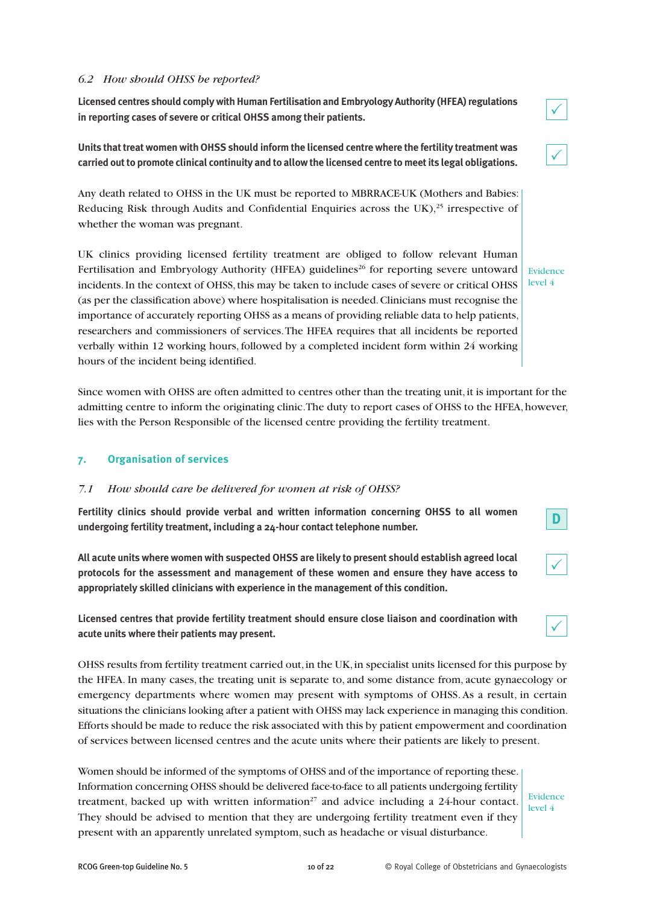### 6.2 *How should OHSS be reported?*

**Licensed centres should comply with Human Fertilisation and Embryology Authority (HFEA) regulations in reporting cases of severe or critical OHSS among their patients.** ✓

**Units that treat women with OHSS should inform the licensed centre where the fertility treatment was carried out to promote clinical continuity and to allow the licensed centre to meet its legal obligations.** ✓

Any death related to OHSS in the UK must be reported to MBRRACE-UK (Mothers and Babies: Reducing Risk through Audits and Confidential Enquiries across the UK),[25] irrespective of whether the woman was pregnant.

UK clinics providing licensed fertility treatment are obliged to follow relevant Human Fertilisation and Embryology Authority (HFEA) guidelines[26] for reporting severe untoward incidents. In the context of OHSS, this may be taken to include cases of severe or critical OHSS (as per the classification above) where hospitalisation is needed. Clinicians must recognise the importance of accurately reporting OHSS as a means of providing reliable data to help patients, researchers and commissioners of services. The HFEA requires that all incidents be reported verbally within 12 working hours, followed by a completed incident form within 24 working hours of the incident being identified.

*Evidence level 4*

Since women with OHSS are often admitted to centres other than the treating unit, it is important for the admitting centre to inform the originating clinic. The duty to report cases of OHSS to the HFEA, however, lies with the Person Responsible of the licensed centre providing the fertility treatment.

## 7. Organisation of services

### 7.1 *How should care be delivered for women at risk of OHSS?*

**Fertility clinics should provide verbal and written information concerning OHSS to all women undergoing fertility treatment, including a 24-hour contact telephone number.** D

**All acute units where women with suspected OHSS are likely to present should establish agreed local protocols for the assessment and management of these women and ensure they have access to appropriately skilled clinicians with experience in the management of this condition.** ✓

**Licensed centres that provide fertility treatment should ensure close liaison and coordination with acute units where their patients may present.** ✓

OHSS results from fertility treatment carried out, in the UK, in specialist units licensed for this purpose by the HFEA. In many cases, the treating unit is separate to, and some distance from, acute gynaecology or emergency departments where women may present with symptoms of OHSS. As a result, in certain situations the clinicians looking after a patient with OHSS may lack experience in managing this condition. Efforts should be made to reduce the risk associated with this by patient empowerment and coordination of services between licensed centres and the acute units where their patients are likely to present.

Women should be informed of the symptoms of OHSS and of the importance of reporting these. Information concerning OHSS should be delivered face-to-face to all patients undergoing fertility treatment, backed up with written information[27] and advice including a 24-hour contact. They should be advised to mention that they are undergoing fertility treatment even if they present with an apparently unrelated symptom, such as headache or visual disturbance.

*Evidence level 4*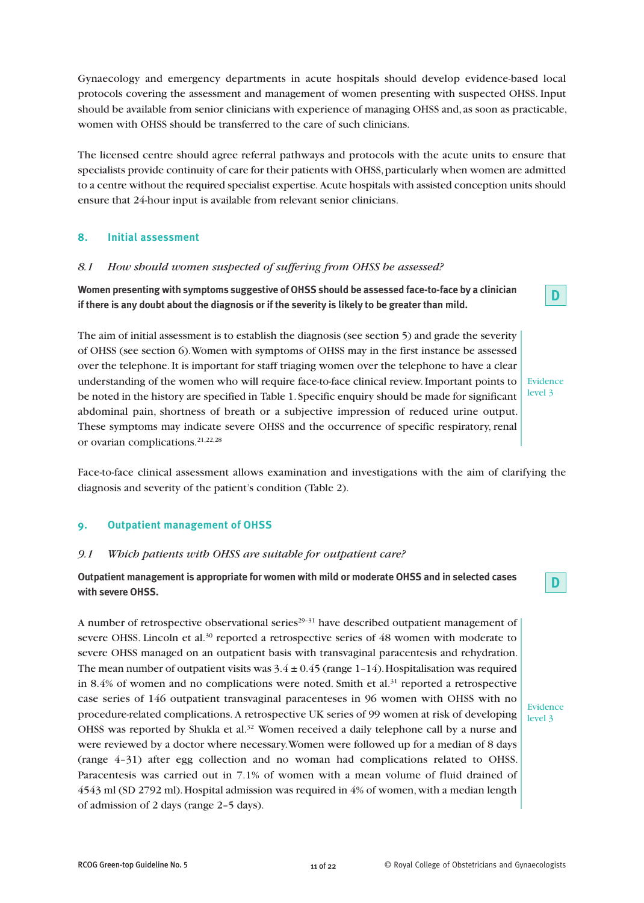Gynaecology and emergency departments in acute hospitals should develop evidence-based local protocols covering the assessment and management of women presenting with suspected OHSS. Input should be available from senior clinicians with experience of managing OHSS and, as soon as practicable, women with OHSS should be transferred to the care of such clinicians.

The licensed centre should agree referral pathways and protocols with the acute units to ensure that specialists provide continuity of care for their patients with OHSS, particularly when women are admitted to a centre without the required specialist expertise. Acute hospitals with assisted conception units should ensure that 24-hour input is available from relevant senior clinicians.

## 8. Initial assessment

### *8.1 How should women suspected of suffering from OHSS be assessed?*

**Women presenting with symptoms suggestive of OHSS should be assessed face-to-face by a clinician if there is any doubt about the diagnosis or if the severity is likely to be greater than mild.**

**D**

The aim of initial assessment is to establish the diagnosis (see section 5) and grade the severity of OHSS (see section 6). Women with symptoms of OHSS may in the first instance be assessed over the telephone. It is important for staff triaging women over the telephone to have a clear understanding of the women who will require face-to-face clinical review. Important points to be noted in the history are specified in Table 1. Specific enquiry should be made for significant abdominal pain, shortness of breath or a subjective impression of reduced urine output. These symptoms may indicate severe OHSS and the occurrence of specific respiratory, renal or ovarian complications.[21,22,28]

Evidence level 3

Face-to-face clinical assessment allows examination and investigations with the aim of clarifying the diagnosis and severity of the patient's condition (Table 2).

## 9. Outpatient management of OHSS

### *9.1 Which patients with OHSS are suitable for outpatient care?*

**Outpatient management is appropriate for women with mild or moderate OHSS and in selected cases with severe OHSS.**

**D**

A number of retrospective observational series[29–31] have described outpatient management of severe OHSS. Lincoln et al.[30] reported a retrospective series of 48 women with moderate to severe OHSS managed on an outpatient basis with transvaginal paracentesis and rehydration. The mean number of outpatient visits was $3.4 \pm 0.45$ (range 1–14). Hospitalisation was required in 8.4% of women and no complications were noted. Smith et al.[31] reported a retrospective case series of 146 outpatient transvaginal paracenteses in 96 women with OHSS with no procedure-related complications. A retrospective UK series of 99 women at risk of developing OHSS was reported by Shukla et al.[32] Women received a daily telephone call by a nurse and were reviewed by a doctor where necessary. Women were followed up for a median of 8 days (range 4–31) after egg collection and no woman had complications related to OHSS. Paracentesis was carried out in 7.1% of women with a mean volume of fluid drained of 4543 ml (SD 2792 ml). Hospital admission was required in 4% of women, with a median length of admission of 2 days (range 2–5 days).

Evidence level 3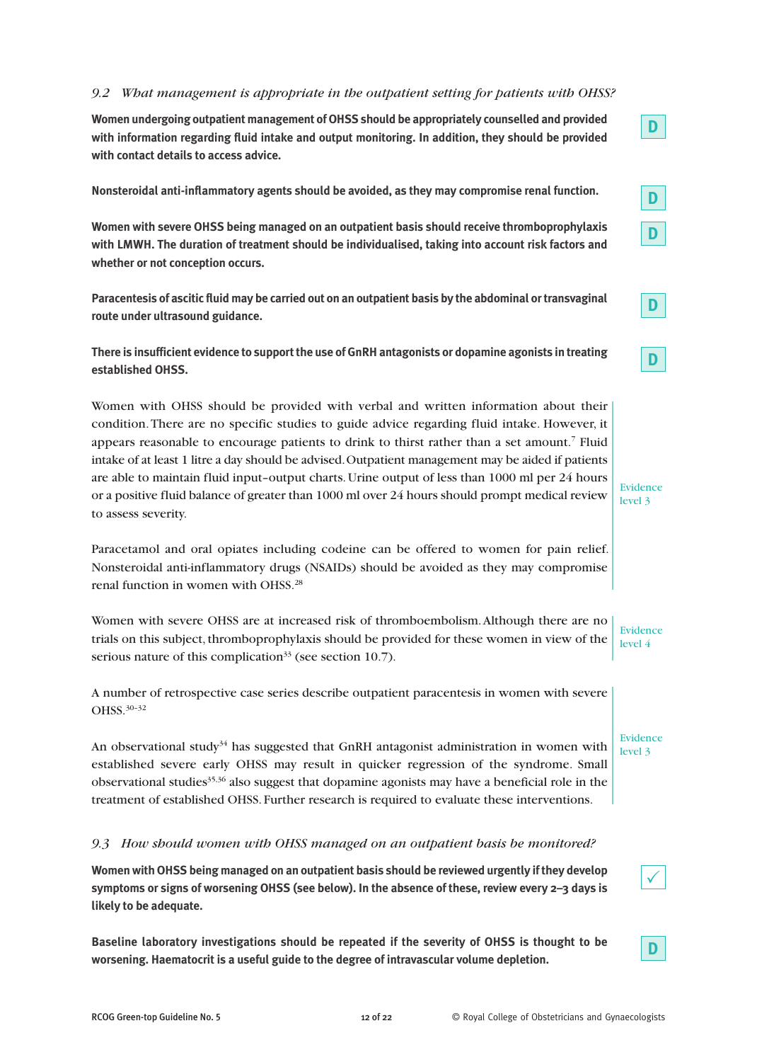### *9.2 What management is appropriate in the outpatient setting for patients with OHSS?*

**Women undergoing outpatient management of OHSS should be appropriately counselled and provided with information regarding fluid intake and output monitoring. In addition, they should be provided with contact details to access advice.** **D**

**Nonsteroidal anti-inflammatory agents should be avoided, as they may compromise renal function.** **D**

**Women with severe OHSS being managed on an outpatient basis should receive thromboprophylaxis with LMWH. The duration of treatment should be individualised, taking into account risk factors and whether or not conception occurs.** **D**

**Paracentesis of ascitic fluid may be carried out on an outpatient basis by the abdominal or transvaginal route under ultrasound guidance.** **D**

**There is insufficient evidence to support the use of GnRH antagonists or dopamine agonists in treating established OHSS.** **D**

Women with OHSS should be provided with verbal and written information about their condition. There are no specific studies to guide advice regarding fluid intake. However, it appears reasonable to encourage patients to drink to thirst rather than a set amount.[7] Fluid intake of at least 1 litre a day should be advised. Outpatient management may be aided if patients are able to maintain fluid input–output charts. Urine output of less than 1000 ml per 24 hours or a positive fluid balance of greater than 1000 ml over 24 hours should prompt medical review to assess severity.

Paracetamol and oral opiates including codeine can be offered to women for pain relief. Nonsteroidal anti-inflammatory drugs (NSAIDs) should be avoided as they may compromise renal function in women with OHSS.[28]

Evidence level 3

Women with severe OHSS are at increased risk of thromboembolism. Although there are no trials on this subject, thromboprophylaxis should be provided for these women in view of the serious nature of this complication[33] (see section 10.7).

Evidence level 4

A number of retrospective case series describe outpatient paracentesis in women with severe OHSS.[30–32]

An observational study[34] has suggested that GnRH antagonist administration in women with established severe early OHSS may result in quicker regression of the syndrome. Small observational studies[35,36] also suggest that dopamine agonists may have a beneficial role in the treatment of established OHSS. Further research is required to evaluate these interventions.

Evidence level 3

### *9.3 How should women with OHSS managed on an outpatient basis be monitored?*

**Women with OHSS being managed on an outpatient basis should be reviewed urgently if they develop symptoms or signs of worsening OHSS (see below). In the absence of these, review every 2–3 days is likely to be adequate.** ✓

**Baseline laboratory investigations should be repeated if the severity of OHSS is thought to be worsening. Haematocrit is a useful guide to the degree of intravascular volume depletion.** **D**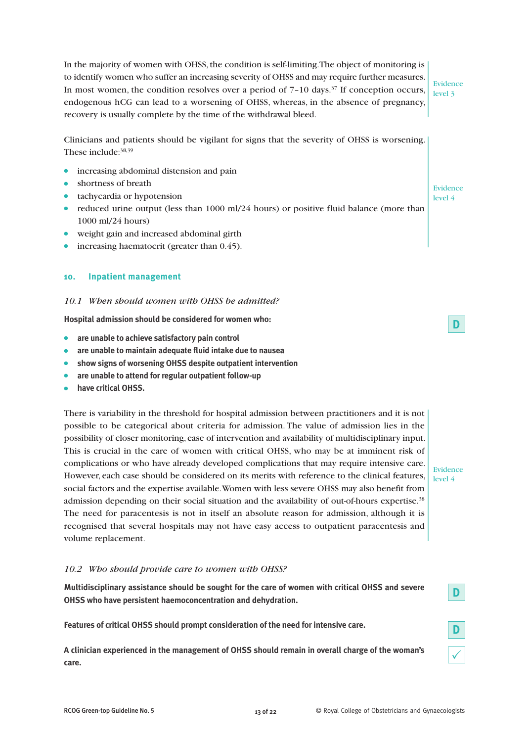In the majority of women with OHSS, the condition is self-limiting. The object of monitoring is to identify women who suffer an increasing severity of OHSS and may require further measures. In most women, the condition resolves over a period of 7–10 days.[37] If conception occurs, endogenous hCG can lead to a worsening of OHSS, whereas, in the absence of pregnancy, recovery is usually complete by the time of the withdrawal bleed.

Evidence level 3

Clinicians and patients should be vigilant for signs that the severity of OHSS is worsening. These include:[38,39]

- increasing abdominal distension and pain
- shortness of breath
- tachycardia or hypotension
- reduced urine output (less than 1000 ml/24 hours) or positive fluid balance (more than 1000 ml/24 hours)
- weight gain and increased abdominal girth
- increasing haematocrit (greater than 0.45).

Evidence level 4

## 10. Inpatient management

### *10.1 When should women with OHSS be admitted?*

**Hospital admission should be considered for women who:**

- **are unable to achieve satisfactory pain control**
- **are unable to maintain adequate fluid intake due to nausea**
- **show signs of worsening OHSS despite outpatient intervention**
- **are unable to attend for regular outpatient follow-up**
- **have critical OHSS.**

**D**

There is variability in the threshold for hospital admission between practitioners and it is not possible to be categorical about criteria for admission. The value of admission lies in the possibility of closer monitoring, ease of intervention and availability of multidisciplinary input. This is crucial in the care of women with critical OHSS, who may be at imminent risk of complications or who have already developed complications that may require intensive care. However, each case should be considered on its merits with reference to the clinical features, social factors and the expertise available. Women with less severe OHSS may also benefit from admission depending on their social situation and the availability of out-of-hours expertise.[38] The need for paracentesis is not in itself an absolute reason for admission, although it is recognised that several hospitals may not have easy access to outpatient paracentesis and volume replacement.

Evidence level 4

### *10.2 Who should provide care to women with OHSS?*

**Multidisciplinary assistance should be sought for the care of women with critical OHSS and severe OHSS who have persistent haemoconcentration and dehydration.**

**D**

**Features of critical OHSS should prompt consideration of the need for intensive care.**

**D**

**A clinician experienced in the management of OHSS should remain in overall charge of the woman's care.**

✓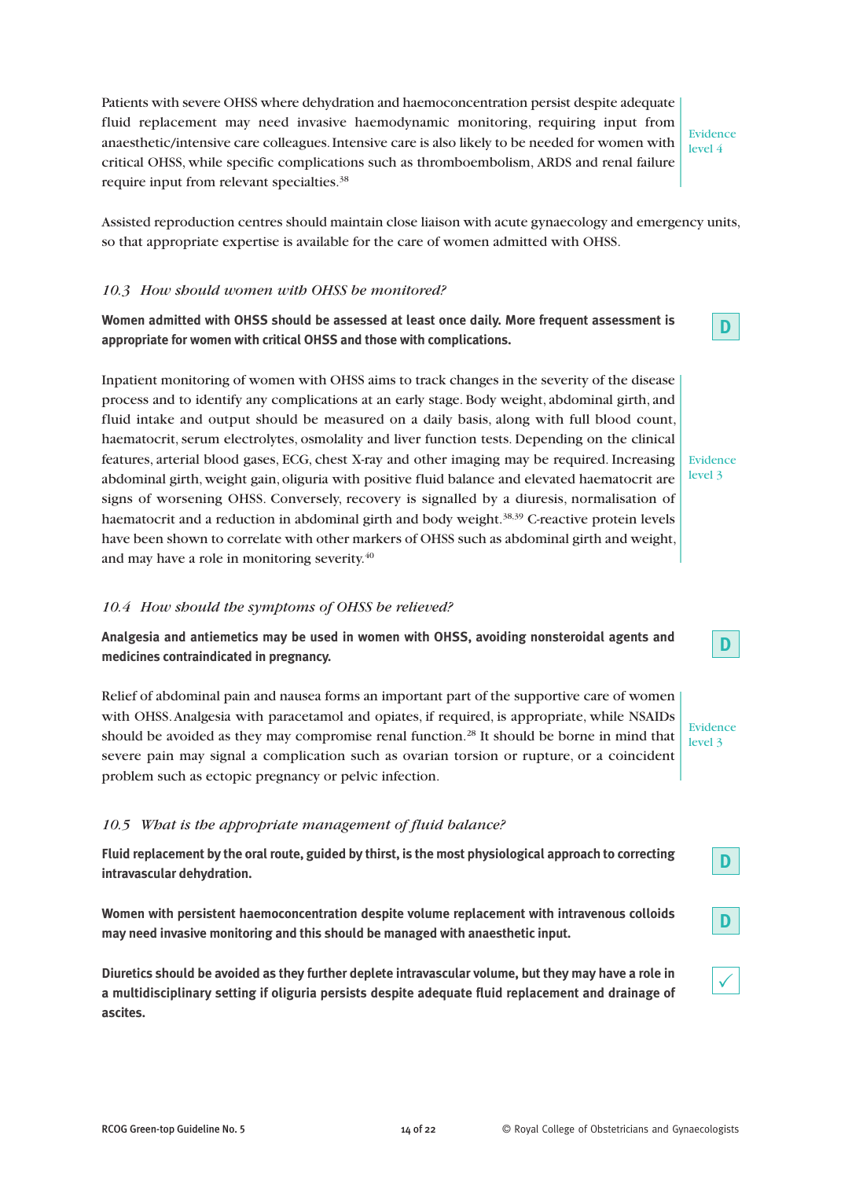Patients with severe OHSS where dehydration and haemoconcentration persist despite adequate fluid replacement may need invasive haemodynamic monitoring, requiring input from anaesthetic/intensive care colleagues. Intensive care is also likely to be needed for women with critical OHSS, while specific complications such as thromboembolism, ARDS and renal failure require input from relevant specialties.[38]

Evidence level 4

Assisted reproduction centres should maintain close liaison with acute gynaecology and emergency units, so that appropriate expertise is available for the care of women admitted with OHSS.

### *10.3 How should women with OHSS be monitored?*

**Women admitted with OHSS should be assessed at least once daily. More frequent assessment is appropriate for women with critical OHSS and those with complications.**

**D**

Inpatient monitoring of women with OHSS aims to track changes in the severity of the disease process and to identify any complications at an early stage. Body weight, abdominal girth, and fluid intake and output should be measured on a daily basis, along with full blood count, haematocrit, serum electrolytes, osmolality and liver function tests. Depending on the clinical features, arterial blood gases, ECG, chest X-ray and other imaging may be required. Increasing abdominal girth, weight gain, oliguria with positive fluid balance and elevated haematocrit are signs of worsening OHSS. Conversely, recovery is signalled by a diuresis, normalisation of haematocrit and a reduction in abdominal girth and body weight.[38,39] C-reactive protein levels have been shown to correlate with other markers of OHSS such as abdominal girth and weight, and may have a role in monitoring severity.[40]

Evidence level 3

### *10.4 How should the symptoms of OHSS be relieved?*

**Analgesia and antiemetics may be used in women with OHSS, avoiding nonsteroidal agents and medicines contraindicated in pregnancy.**

**D**

Relief of abdominal pain and nausea forms an important part of the supportive care of women with OHSS. Analgesia with paracetamol and opiates, if required, is appropriate, while NSAIDs should be avoided as they may compromise renal function.[28] It should be borne in mind that severe pain may signal a complication such as ovarian torsion or rupture, or a coincident problem such as ectopic pregnancy or pelvic infection.

Evidence level 3

### *10.5 What is the appropriate management of fluid balance?*

**Fluid replacement by the oral route, guided by thirst, is the most physiological approach to correcting intravascular dehydration.**

**D**

**Women with persistent haemoconcentration despite volume replacement with intravenous colloids may need invasive monitoring and this should be managed with anaesthetic input.**

**D**

**Diuretics should be avoided as they further deplete intravascular volume, but they may have a role in a multidisciplinary setting if oliguria persists despite adequate fluid replacement and drainage of ascites.**

✓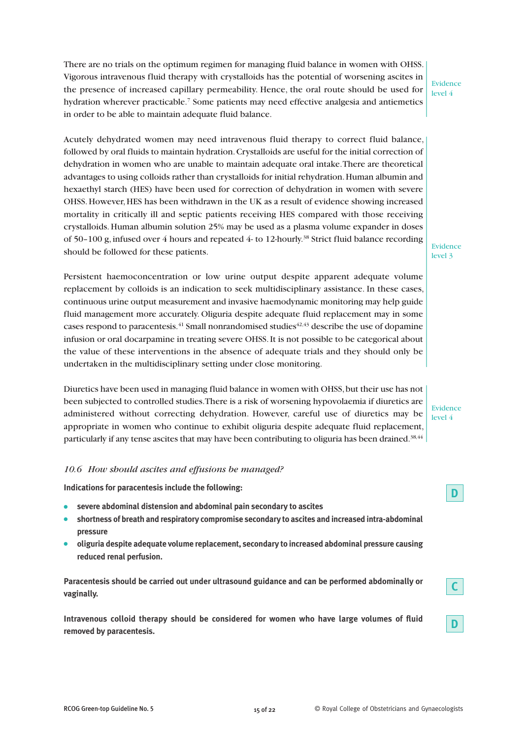There are no trials on the optimum regimen for managing fluid balance in women with OHSS. Vigorous intravenous fluid therapy with crystalloids has the potential of worsening ascites in the presence of increased capillary permeability. Hence, the oral route should be used for hydration wherever practicable.[7] Some patients may need effective analgesia and antiemetics in order to be able to maintain adequate fluid balance.

Evidence level 4

Acutely dehydrated women may need intravenous fluid therapy to correct fluid balance, followed by oral fluids to maintain hydration. Crystalloids are useful for the initial correction of dehydration in women who are unable to maintain adequate oral intake. There are theoretical advantages to using colloids rather than crystalloids for initial rehydration. Human albumin and hexaethyl starch (HES) have been used for correction of dehydration in women with severe OHSS. However, HES has been withdrawn in the UK as a result of evidence showing increased mortality in critically ill and septic patients receiving HES compared with those receiving crystalloids. Human albumin solution 25% may be used as a plasma volume expander in doses of 50–100 g, infused over 4 hours and repeated 4- to 12-hourly.[38] Strict fluid balance recording should be followed for these patients.

Persistent haemoconcentration or low urine output despite apparent adequate volume replacement by colloids is an indication to seek multidisciplinary assistance. In these cases, continuous urine output measurement and invasive haemodynamic monitoring may help guide fluid management more accurately. Oliguria despite adequate fluid replacement may in some cases respond to paracentesis.[41] Small nonrandomised studies[42,43] describe the use of dopamine infusion or oral docarpamine in treating severe OHSS. It is not possible to be categorical about the value of these interventions in the absence of adequate trials and they should only be undertaken in the multidisciplinary setting under close monitoring.

Evidence level 3

Diuretics have been used in managing fluid balance in women with OHSS, but their use has not been subjected to controlled studies. There is a risk of worsening hypovolaemia if diuretics are administered without correcting dehydration. However, careful use of diuretics may be appropriate in women who continue to exhibit oliguria despite adequate fluid replacement, particularly if any tense ascites that may have been contributing to oliguria has been drained.[38,44]

Evidence level 4

### *10.6 How should ascites and effusions be managed?*

**Indications for paracentesis include the following:**

- **severe abdominal distension and abdominal pain secondary to ascites**
- **shortness of breath and respiratory compromise secondary to ascites and increased intra-abdominal pressure**
- **oliguria despite adequate volume replacement, secondary to increased abdominal pressure causing reduced renal perfusion.**

D

**Paracentesis should be carried out under ultrasound guidance and can be performed abdominally or vaginally.**

C

**Intravenous colloid therapy should be considered for women who have large volumes of fluid removed by paracentesis.**

D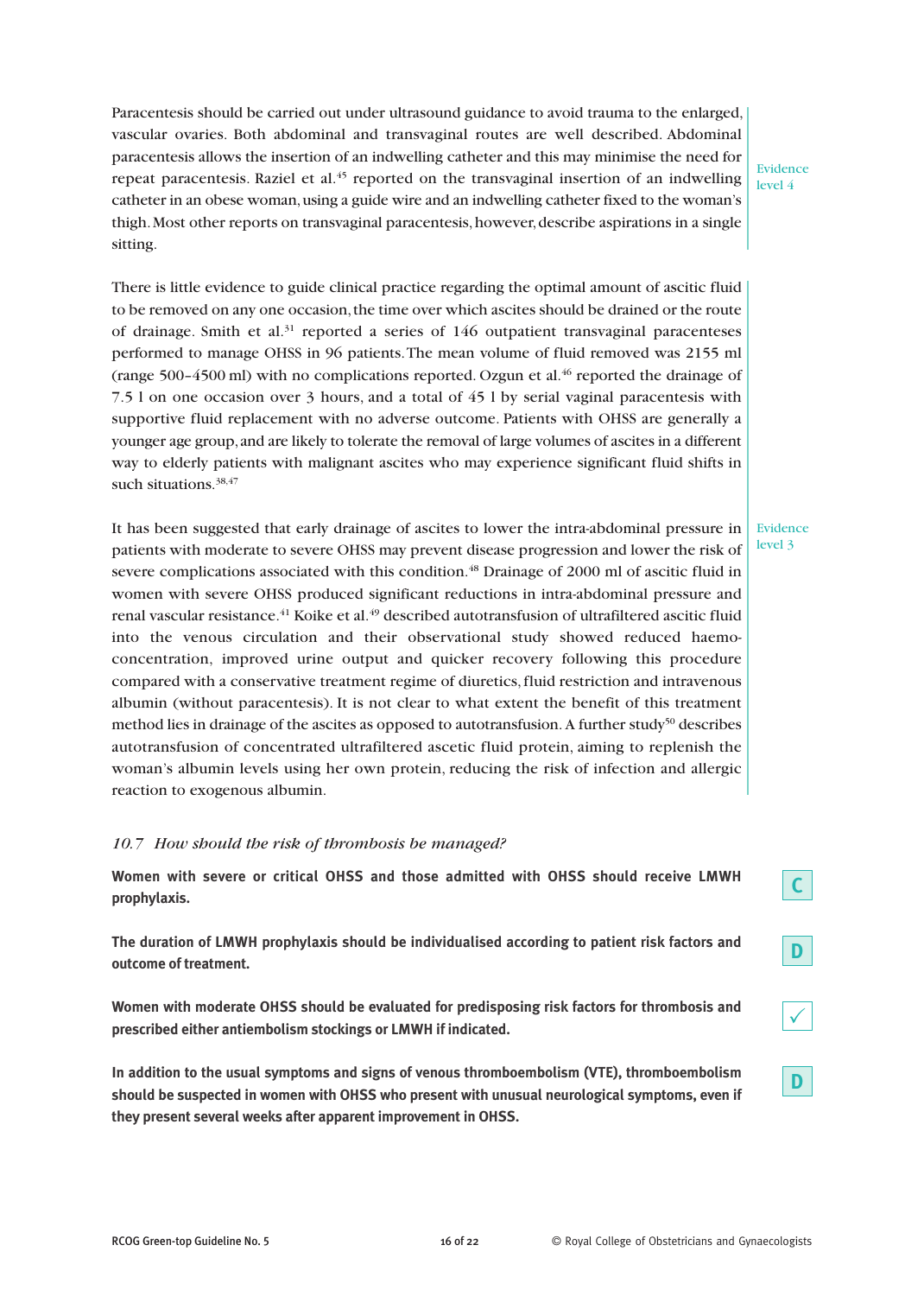Paracentesis should be carried out under ultrasound guidance to avoid trauma to the enlarged, vascular ovaries. Both abdominal and transvaginal routes are well described. Abdominal paracentesis allows the insertion of an indwelling catheter and this may minimise the need for repeat paracentesis. Raziel et al.[45] reported on the transvaginal insertion of an indwelling catheter in an obese woman, using a guide wire and an indwelling catheter fixed to the woman's thigh. Most other reports on transvaginal paracentesis, however, describe aspirations in a single sitting.

Evidence level 4

There is little evidence to guide clinical practice regarding the optimal amount of ascitic fluid to be removed on any one occasion, the time over which ascites should be drained or the route of drainage. Smith et al.[31] reported a series of 146 outpatient transvaginal paracenteses performed to manage OHSS in 96 patients. The mean volume of fluid removed was 2155 ml (range 500–4500 ml) with no complications reported. Ozgun et al.[46] reported the drainage of 7.5 l on one occasion over 3 hours, and a total of 45 l by serial vaginal paracentesis with supportive fluid replacement with no adverse outcome. Patients with OHSS are generally a younger age group, and are likely to tolerate the removal of large volumes of ascites in a different way to elderly patients with malignant ascites who may experience significant fluid shifts in such situations.[38,47]

It has been suggested that early drainage of ascites to lower the intra-abdominal pressure in patients with moderate to severe OHSS may prevent disease progression and lower the risk of severe complications associated with this condition.[48] Drainage of 2000 ml of ascitic fluid in women with severe OHSS produced significant reductions in intra-abdominal pressure and renal vascular resistance.[41] Koike et al.[49] described autotransfusion of ultrafiltered ascitic fluid into the venous circulation and their observational study showed reduced haemoconcentration, improved urine output and quicker recovery following this procedure compared with a conservative treatment regime of diuretics, fluid restriction and intravenous albumin (without paracentesis). It is not clear to what extent the benefit of this treatment method lies in drainage of the ascites as opposed to autotransfusion. A further study[50] describes autotransfusion of concentrated ultrafiltered ascetic fluid protein, aiming to replenish the woman's albumin levels using her own protein, reducing the risk of infection and allergic reaction to exogenous albumin.

Evidence level 3

### *10.7 How should the risk of thrombosis be managed?*

**Women with severe or critical OHSS and those admitted with OHSS should receive LMWH prophylaxis.** — C

**The duration of LMWH prophylaxis should be individualised according to patient risk factors and outcome of treatment.** — D

**Women with moderate OHSS should be evaluated for predisposing risk factors for thrombosis and prescribed either antiembolism stockings or LMWH if indicated.** — ✓

**In addition to the usual symptoms and signs of venous thromboembolism (VTE), thromboembolism should be suspected in women with OHSS who present with unusual neurological symptoms, even if they present several weeks after apparent improvement in OHSS.** — D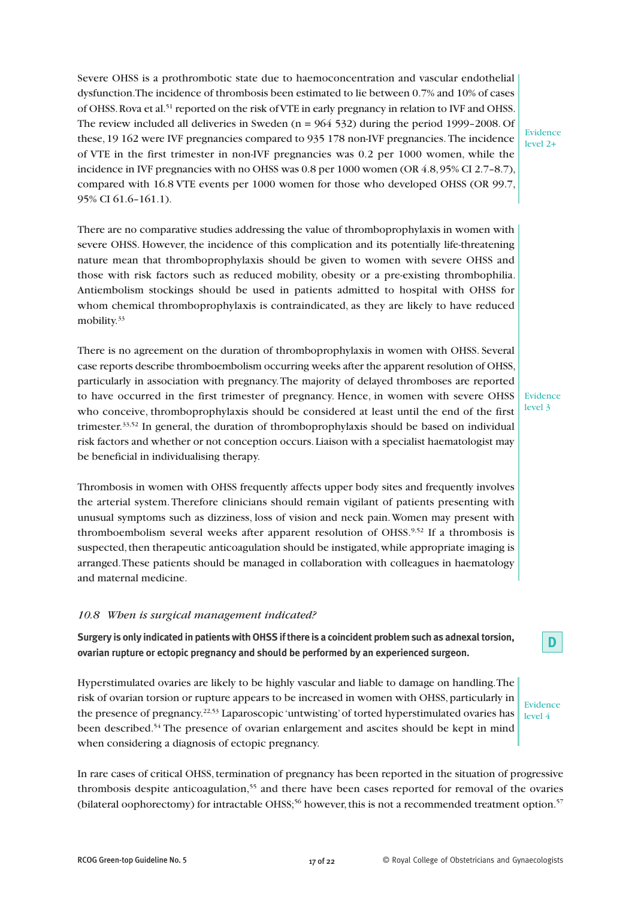Severe OHSS is a prothrombotic state due to haemoconcentration and vascular endothelial dysfunction. The incidence of thrombosis been estimated to lie between 0.7% and 10% of cases of OHSS. Rova et al.[51] reported on the risk of VTE in early pregnancy in relation to IVF and OHSS. The review included all deliveries in Sweden (n = 964 532) during the period 1999–2008. Of these, 19 162 were IVF pregnancies compared to 935 178 non-IVF pregnancies. The incidence of VTE in the first trimester in non-IVF pregnancies was 0.2 per 1000 women, while the incidence in IVF pregnancies with no OHSS was 0.8 per 1000 women (OR 4.8, 95% CI 2.7–8.7), compared with 16.8 VTE events per 1000 women for those who developed OHSS (OR 99.7, 95% CI 61.6–161.1).

Evidence level 2+

There are no comparative studies addressing the value of thromboprophylaxis in women with severe OHSS. However, the incidence of this complication and its potentially life-threatening nature mean that thromboprophylaxis should be given to women with severe OHSS and those with risk factors such as reduced mobility, obesity or a pre-existing thrombophilia. Antiembolism stockings should be used in patients admitted to hospital with OHSS for whom chemical thromboprophylaxis is contraindicated, as they are likely to have reduced mobility.[33]

There is no agreement on the duration of thromboprophylaxis in women with OHSS. Several case reports describe thromboembolism occurring weeks after the apparent resolution of OHSS, particularly in association with pregnancy. The majority of delayed thromboses are reported to have occurred in the first trimester of pregnancy. Hence, in women with severe OHSS who conceive, thromboprophylaxis should be considered at least until the end of the first trimester.[33,52] In general, the duration of thromboprophylaxis should be based on individual risk factors and whether or not conception occurs. Liaison with a specialist haematologist may be beneficial in individualising therapy.

Evidence level 3

Thrombosis in women with OHSS frequently affects upper body sites and frequently involves the arterial system. Therefore clinicians should remain vigilant of patients presenting with unusual symptoms such as dizziness, loss of vision and neck pain. Women may present with thromboembolism several weeks after apparent resolution of OHSS.[9,52] If a thrombosis is suspected, then therapeutic anticoagulation should be instigated, while appropriate imaging is arranged. These patients should be managed in collaboration with colleagues in haematology and maternal medicine.

### *10.8 When is surgical management indicated?*

**Surgery is only indicated in patients with OHSS if there is a coincident problem such as adnexal torsion, ovarian rupture or ectopic pregnancy and should be performed by an experienced surgeon.**

**D**

Hyperstimulated ovaries are likely to be highly vascular and liable to damage on handling. The risk of ovarian torsion or rupture appears to be increased in women with OHSS, particularly in the presence of pregnancy.[22,53] Laparoscopic 'untwisting' of torted hyperstimulated ovaries has been described.[54] The presence of ovarian enlargement and ascites should be kept in mind when considering a diagnosis of ectopic pregnancy.

Evidence level 4

In rare cases of critical OHSS, termination of pregnancy has been reported in the situation of progressive thrombosis despite anticoagulation,[55] and there have been cases reported for removal of the ovaries (bilateral oophorectomy) for intractable OHSS;[56] however, this is not a recommended treatment option.[57]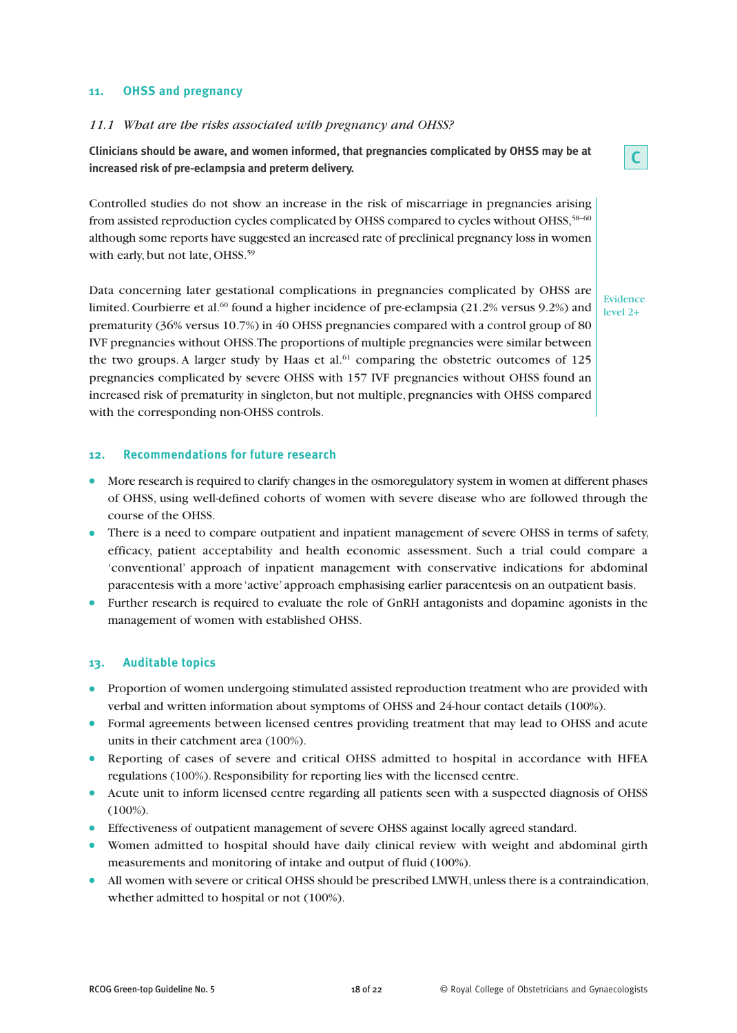## 11. OHSS and pregnancy

*11.1 What are the risks associated with pregnancy and OHSS?*

**Clinicians should be aware, and women informed, that pregnancies complicated by OHSS may be at increased risk of pre-eclampsia and preterm delivery.**

C

Controlled studies do not show an increase in the risk of miscarriage in pregnancies arising from assisted reproduction cycles complicated by OHSS compared to cycles without OHSS,[58–60] although some reports have suggested an increased rate of preclinical pregnancy loss in women with early, but not late, OHSS.[59]

Data concerning later gestational complications in pregnancies complicated by OHSS are limited. Courbierre et al.[60] found a higher incidence of pre-eclampsia (21.2% versus 9.2%) and prematurity (36% versus 10.7%) in 40 OHSS pregnancies compared with a control group of 80 IVF pregnancies without OHSS. The proportions of multiple pregnancies were similar between the two groups. A larger study by Haas et al.[61] comparing the obstetric outcomes of 125 pregnancies complicated by severe OHSS with 157 IVF pregnancies without OHSS found an increased risk of prematurity in singleton, but not multiple, pregnancies with OHSS compared with the corresponding non-OHSS controls.

Evidence level 2+

## 12. Recommendations for future research

- More research is required to clarify changes in the osmoregulatory system in women at different phases of OHSS, using well-defined cohorts of women with severe disease who are followed through the course of the OHSS.
- There is a need to compare outpatient and inpatient management of severe OHSS in terms of safety, efficacy, patient acceptability and health economic assessment. Such a trial could compare a 'conventional' approach of inpatient management with conservative indications for abdominal paracentesis with a more 'active' approach emphasising earlier paracentesis on an outpatient basis.
- Further research is required to evaluate the role of GnRH antagonists and dopamine agonists in the management of women with established OHSS.

## 13. Auditable topics

- Proportion of women undergoing stimulated assisted reproduction treatment who are provided with verbal and written information about symptoms of OHSS and 24-hour contact details (100%).
- Formal agreements between licensed centres providing treatment that may lead to OHSS and acute units in their catchment area (100%).
- Reporting of cases of severe and critical OHSS admitted to hospital in accordance with HFEA regulations (100%). Responsibility for reporting lies with the licensed centre.
- Acute unit to inform licensed centre regarding all patients seen with a suspected diagnosis of OHSS (100%).
- Effectiveness of outpatient management of severe OHSS against locally agreed standard.
- Women admitted to hospital should have daily clinical review with weight and abdominal girth measurements and monitoring of intake and output of fluid (100%).
- All women with severe or critical OHSS should be prescribed LMWH, unless there is a contraindication, whether admitted to hospital or not (100%).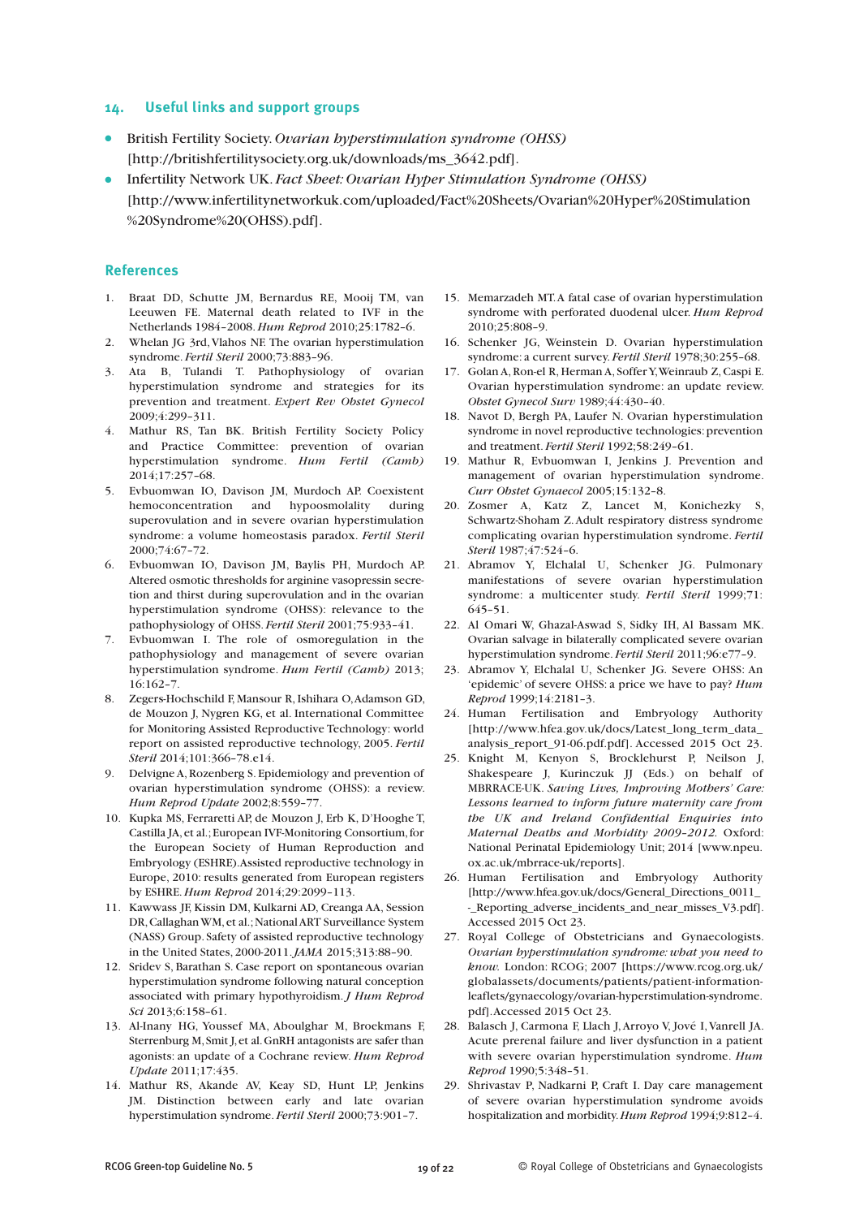## 14. Useful links and support groups

- British Fertility Society. *Ovarian hyperstimulation syndrome (OHSS)* [http://britishfertilitysociety.org.uk/downloads/ms_3642.pdf].
- Infertility Network UK. *Fact Sheet: Ovarian Hyper Stimulation Syndrome (OHSS)* [http://www.infertilitynetworkuk.com/uploaded/Fact%20Sheets/Ovarian%20Hyper%20Stimulation%20Syndrome%20(OHSS).pdf].

## References

1. Braat DD, Schutte JM, Bernardus RE, Mooij TM, van Leeuwen FE. Maternal death related to IVF in the Netherlands 1984–2008. *Hum Reprod* 2010;25:1782–6.
2. Whelan JG 3rd, Vlahos NF. The ovarian hyperstimulation syndrome. *Fertil Steril* 2000;73:883–96.
3. Ata B, Tulandi T. Pathophysiology of ovarian hyperstimulation syndrome and strategies for its prevention and treatment. *Expert Rev Obstet Gynecol* 2009;4:299–311.
4. Mathur RS, Tan BK. British Fertility Society Policy and Practice Committee: prevention of ovarian hyperstimulation syndrome. *Hum Fertil (Camb)* 2014;17:257–68.
5. Evbuomwan IO, Davison JM, Murdoch AP. Coexistent hemoconcentration and hypoosmolality during superovulation and in severe ovarian hyperstimulation syndrome: a volume homeostasis paradox. *Fertil Steril* 2000;74:67–72.
6. Evbuomwan IO, Davison JM, Baylis PH, Murdoch AP. Altered osmotic thresholds for arginine vasopressin secretion and thirst during superovulation and in the ovarian hyperstimulation syndrome (OHSS): relevance to the pathophysiology of OHSS. *Fertil Steril* 2001;75:933–41.
7. Evbuomwan I. The role of osmoregulation in the pathophysiology and management of severe ovarian hyperstimulation syndrome. *Hum Fertil (Camb)* 2013;16:162–7.
8. Zegers-Hochschild F, Mansour R, Ishihara O, Adamson GD, de Mouzon J, Nygren KG, et al. International Committee for Monitoring Assisted Reproductive Technology: world report on assisted reproductive technology, 2005. *Fertil Steril* 2014;101:366–78.e14.
9. Delvigne A, Rozenberg S. Epidemiology and prevention of ovarian hyperstimulation syndrome (OHSS): a review. *Hum Reprod Update* 2002;8:559–77.
10. Kupka MS, Ferraretti AP, de Mouzon J, Erb K, D'Hooghe T, Castilla JA, et al.; European IVF-Monitoring Consortium, for the European Society of Human Reproduction and Embryology (ESHRE). Assisted reproductive technology in Europe, 2010: results generated from European registers by ESHRE. *Hum Reprod* 2014;29:2099–113.
11. Kawwass JF, Kissin DM, Kulkarni AD, Creanga AA, Session DR, Callaghan WM, et al.; National ART Surveillance System (NASS) Group. Safety of assisted reproductive technology in the United States, 2000-2011. *JAMA* 2015;313:88–90.
12. Sridev S, Barathan S. Case report on spontaneous ovarian hyperstimulation syndrome following natural conception associated with primary hypothyroidism. *J Hum Reprod Sci* 2013;6:158–61.
13. Al-Inany HG, Youssef MA, Aboulghar M, Broekmans F, Sterrenburg M, Smit J, et al. GnRH antagonists are safer than agonists: an update of a Cochrane review. *Hum Reprod Update* 2011;17:435.
14. Mathur RS, Akande AV, Keay SD, Hunt LP, Jenkins JM. Distinction between early and late ovarian hyperstimulation syndrome. *Fertil Steril* 2000;73:901–7.
15. Memarzadeh MT. A fatal case of ovarian hyperstimulation syndrome with perforated duodenal ulcer. *Hum Reprod* 2010;25:808–9.
16. Schenker JG, Weinstein D. Ovarian hyperstimulation syndrome: a current survey. *Fertil Steril* 1978;30:255–68.
17. Golan A, Ron-el R, Herman A, Soffer Y, Weinraub Z, Caspi E. Ovarian hyperstimulation syndrome: an update review. *Obstet Gynecol Surv* 1989;44:430–40.
18. Navot D, Bergh PA, Laufer N. Ovarian hyperstimulation syndrome in novel reproductive technologies: prevention and treatment. *Fertil Steril* 1992;58:249–61.
19. Mathur R, Evbuomwan I, Jenkins J. Prevention and management of ovarian hyperstimulation syndrome. *Curr Obstet Gynaecol* 2005;15:132–8.
20. Zosmer A, Katz Z, Lancet M, Konichezky S, Schwartz-Shoham Z. Adult respiratory distress syndrome complicating ovarian hyperstimulation syndrome. *Fertil Steril* 1987;47:524–6.
21. Abramov Y, Elchalal U, Schenker JG. Pulmonary manifestations of severe ovarian hyperstimulation syndrome: a multicenter study. *Fertil Steril* 1999;71:645–51.
22. Al Omari W, Ghazal-Aswad S, Sidky IH, Al Bassam MK. Ovarian salvage in bilaterally complicated severe ovarian hyperstimulation syndrome. *Fertil Steril* 2011;96:e77–9.
23. Abramov Y, Elchalal U, Schenker JG. Severe OHSS: An 'epidemic' of severe OHSS: a price we have to pay? *Hum Reprod* 1999;14:2181–3.
24. Human Fertilisation and Embryology Authority [http://www.hfea.gov.uk/docs/Latest_long_term_data_analysis_report_91-06.pdf.pdf]. Accessed 2015 Oct 23.
25. Knight M, Kenyon S, Brocklehurst P, Neilson J, Shakespeare J, Kurinczuk JJ (Eds.) on behalf of MBRRACE-UK. *Saving Lives, Improving Mothers' Care: Lessons learned to inform future maternity care from the UK and Ireland Confidential Enquiries into Maternal Deaths and Morbidity 2009–2012.* Oxford: National Perinatal Epidemiology Unit; 2014 [www.npeu.ox.ac.uk/mbrrace-uk/reports].
26. Human Fertilisation and Embryology Authority [http://www.hfea.gov.uk/docs/General_Directions_0011_-_Reporting_adverse_incidents_and_near_misses_V3.pdf]. Accessed 2015 Oct 23.
27. Royal College of Obstetricians and Gynaecologists. *Ovarian hyperstimulation syndrome: what you need to know.* London: RCOG; 2007 [https://www.rcog.org.uk/globalassets/documents/patients/patient-information-leaflets/gynaecology/ovarian-hyperstimulation-syndrome.pdf]. Accessed 2015 Oct 23.
28. Balasch J, Carmona F, Llach J, Arroyo V, Jové I, Vanrell JA. Acute prerenal failure and liver dysfunction in a patient with severe ovarian hyperstimulation syndrome. *Hum Reprod* 1990;5:348–51.
29. Shrivastav P, Nadkarni P, Craft I. Day care management of severe ovarian hyperstimulation syndrome avoids hospitalization and morbidity. *Hum Reprod* 1994;9:812–4.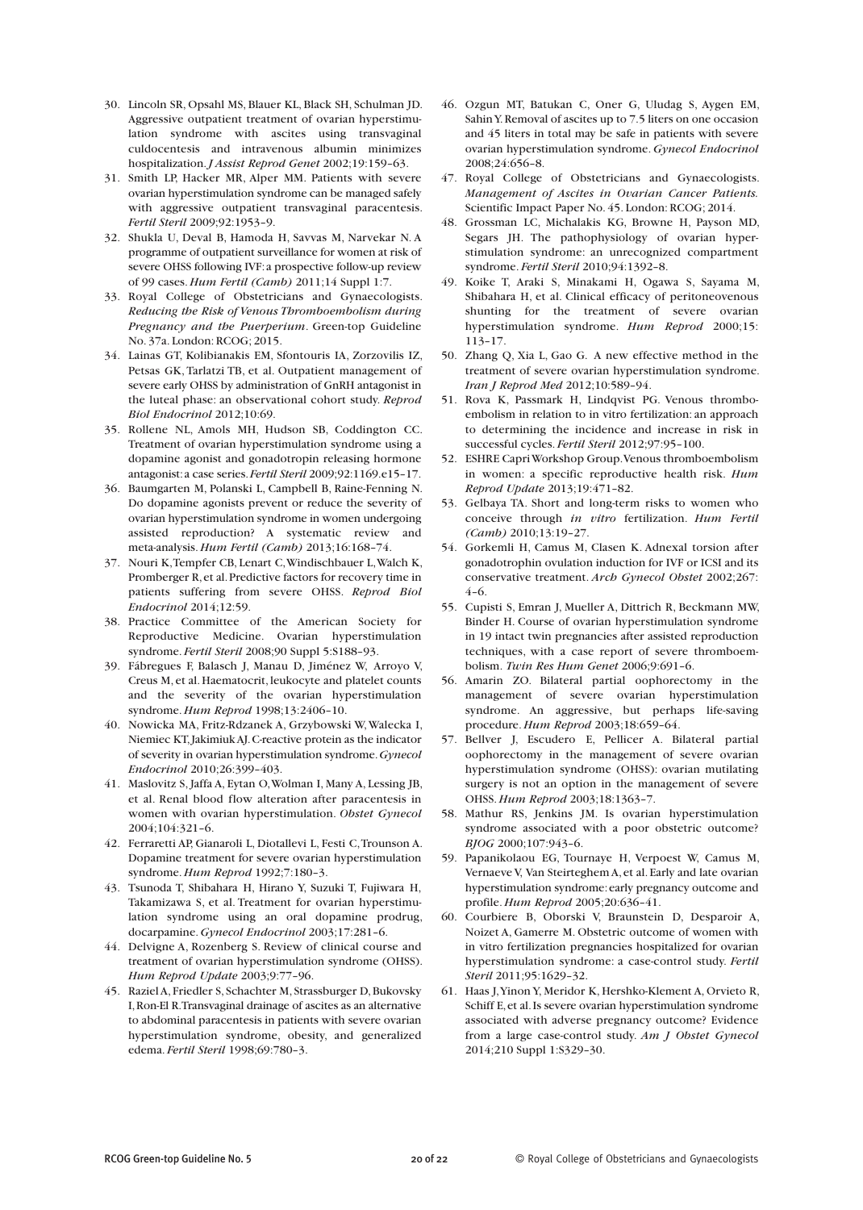30. Lincoln SR, Opsahl MS, Blauer KL, Black SH, Schulman JD. Aggressive outpatient treatment of ovarian hyperstimulation syndrome with ascites using transvaginal culdocentesis and intravenous albumin minimizes hospitalization. *J Assist Reprod Genet* 2002;19:159–63.
31. Smith LP, Hacker MR, Alper MM. Patients with severe ovarian hyperstimulation syndrome can be managed safely with aggressive outpatient transvaginal paracentesis. *Fertil Steril* 2009;92:1953–9.
32. Shukla U, Deval B, Hamoda H, Savvas M, Narvekar N. A programme of outpatient surveillance for women at risk of severe OHSS following IVF: a prospective follow-up review of 99 cases. *Hum Fertil (Camb)* 2011;14 Suppl 1:7.
33. Royal College of Obstetricians and Gynaecologists. *Reducing the Risk of Venous Thromboembolism during Pregnancy and the Puerperium*. Green-top Guideline No. 37a. London: RCOG; 2015.
34. Lainas GT, Kolibianakis EM, Sfontouris IA, Zorzovilis IZ, Petsas GK, Tarlatzi TB, et al. Outpatient management of severe early OHSS by administration of GnRH antagonist in the luteal phase: an observational cohort study. *Reprod Biol Endocrinol* 2012;10:69.
35. Rollene NL, Amols MH, Hudson SB, Coddington CC. Treatment of ovarian hyperstimulation syndrome using a dopamine agonist and gonadotropin releasing hormone antagonist: a case series. *Fertil Steril* 2009;92:1169.e15–17.
36. Baumgarten M, Polanski L, Campbell B, Raine-Fenning N. Do dopamine agonists prevent or reduce the severity of ovarian hyperstimulation syndrome in women undergoing assisted reproduction? A systematic review and meta-analysis. *Hum Fertil (Camb)* 2013;16:168–74.
37. Nouri K, Tempfer CB, Lenart C, Windischbauer L, Walch K, Promberger R, et al. Predictive factors for recovery time in patients suffering from severe OHSS. *Reprod Biol Endocrinol* 2014;12:59.
38. Practice Committee of the American Society for Reproductive Medicine. Ovarian hyperstimulation syndrome. *Fertil Steril* 2008;90 Suppl 5:S188–93.
39. Fábregues F, Balasch J, Manau D, Jiménez W, Arroyo V, Creus M, et al. Haematocrit, leukocyte and platelet counts and the severity of the ovarian hyperstimulation syndrome. *Hum Reprod* 1998;13:2406–10.
40. Nowicka MA, Fritz-Rdzanek A, Grzybowski W, Walecka I, Niemiec KT, Jakimiuk AJ. C-reactive protein as the indicator of severity in ovarian hyperstimulation syndrome. *Gynecol Endocrinol* 2010;26:399–403.
41. Maslovitz S, Jaffa A, Eytan O, Wolman I, Many A, Lessing JB, et al. Renal blood flow alteration after paracentesis in women with ovarian hyperstimulation. *Obstet Gynecol* 2004;104:321–6.
42. Ferraretti AP, Gianaroli L, Diotallevi L, Festi C, Trounson A. Dopamine treatment for severe ovarian hyperstimulation syndrome. *Hum Reprod* 1992;7:180–3.
43. Tsunoda T, Shibahara H, Hirano Y, Suzuki T, Fujiwara H, Takamizawa S, et al. Treatment for ovarian hyperstimulation syndrome using an oral dopamine prodrug, docarpamine. *Gynecol Endocrinol* 2003;17:281–6.
44. Delvigne A, Rozenberg S. Review of clinical course and treatment of ovarian hyperstimulation syndrome (OHSS). *Hum Reprod Update* 2003;9:77–96.
45. Raziel A, Friedler S, Schachter M, Strassburger D, Bukovsky I, Ron-El R. Transvaginal drainage of ascites as an alternative to abdominal paracentesis in patients with severe ovarian hyperstimulation syndrome, obesity, and generalized edema. *Fertil Steril* 1998;69:780–3.
46. Ozgun MT, Batukan C, Oner G, Uludag S, Aygen EM, Sahin Y. Removal of ascites up to 7.5 liters on one occasion and 45 liters in total may be safe in patients with severe ovarian hyperstimulation syndrome. *Gynecol Endocrinol* 2008;24:656–8.
47. Royal College of Obstetricians and Gynaecologists. *Management of Ascites in Ovarian Cancer Patients.* Scientific Impact Paper No. 45. London: RCOG; 2014.
48. Grossman LC, Michalakis KG, Browne H, Payson MD, Segars JH. The pathophysiology of ovarian hyperstimulation syndrome: an unrecognized compartment syndrome. *Fertil Steril* 2010;94:1392–8.
49. Koike T, Araki S, Minakami H, Ogawa S, Sayama M, Shibahara H, et al. Clinical efficacy of peritoneovenous shunting for the treatment of severe ovarian hyperstimulation syndrome. *Hum Reprod* 2000;15: 113–17.
50. Zhang Q, Xia L, Gao G. A new effective method in the treatment of severe ovarian hyperstimulation syndrome. *Iran J Reprod Med* 2012;10:589–94.
51. Rova K, Passmark H, Lindqvist PG. Venous thromboembolism in relation to in vitro fertilization: an approach to determining the incidence and increase in risk in successful cycles. *Fertil Steril* 2012;97:95–100.
52. ESHRE Capri Workshop Group. Venous thromboembolism in women: a specific reproductive health risk. *Hum Reprod Update* 2013;19:471–82.
53. Gelbaya TA. Short and long-term risks to women who conceive through *in vitro* fertilization. *Hum Fertil (Camb)* 2010;13:19–27.
54. Gorkemli H, Camus M, Clasen K. Adnexal torsion after gonadotrophin ovulation induction for IVF or ICSI and its conservative treatment. *Arch Gynecol Obstet* 2002;267: 4–6.
55. Cupisti S, Emran J, Mueller A, Dittrich R, Beckmann MW, Binder H. Course of ovarian hyperstimulation syndrome in 19 intact twin pregnancies after assisted reproduction techniques, with a case report of severe thromboembolism. *Twin Res Hum Genet* 2006;9:691–6.
56. Amarin ZO. Bilateral partial oophorectomy in the management of severe ovarian hyperstimulation syndrome. An aggressive, but perhaps life-saving procedure. *Hum Reprod* 2003;18:659–64.
57. Bellver J, Escudero E, Pellicer A. Bilateral partial oophorectomy in the management of severe ovarian hyperstimulation syndrome (OHSS): ovarian mutilating surgery is not an option in the management of severe OHSS. *Hum Reprod* 2003;18:1363–7.
58. Mathur RS, Jenkins JM. Is ovarian hyperstimulation syndrome associated with a poor obstetric outcome? *BJOG* 2000;107:943–6.
59. Papanikolaou EG, Tournaye H, Verpoest W, Camus M, Vernaeve V, Van Steirteghem A, et al. Early and late ovarian hyperstimulation syndrome: early pregnancy outcome and profile. *Hum Reprod* 2005;20:636–41.
60. Courbiere B, Oborski V, Braunstein D, Desparoir A, Noizet A, Gamerre M. Obstetric outcome of women with in vitro fertilization pregnancies hospitalized for ovarian hyperstimulation syndrome: a case-control study. *Fertil Steril* 2011;95:1629–32.
61. Haas J, Yinon Y, Meridor K, Hershko-Klement A, Orvieto R, Schiff E, et al. Is severe ovarian hyperstimulation syndrome associated with adverse pregnancy outcome? Evidence from a large case-control study. *Am J Obstet Gynecol* 2014;210 Suppl 1:S329–30.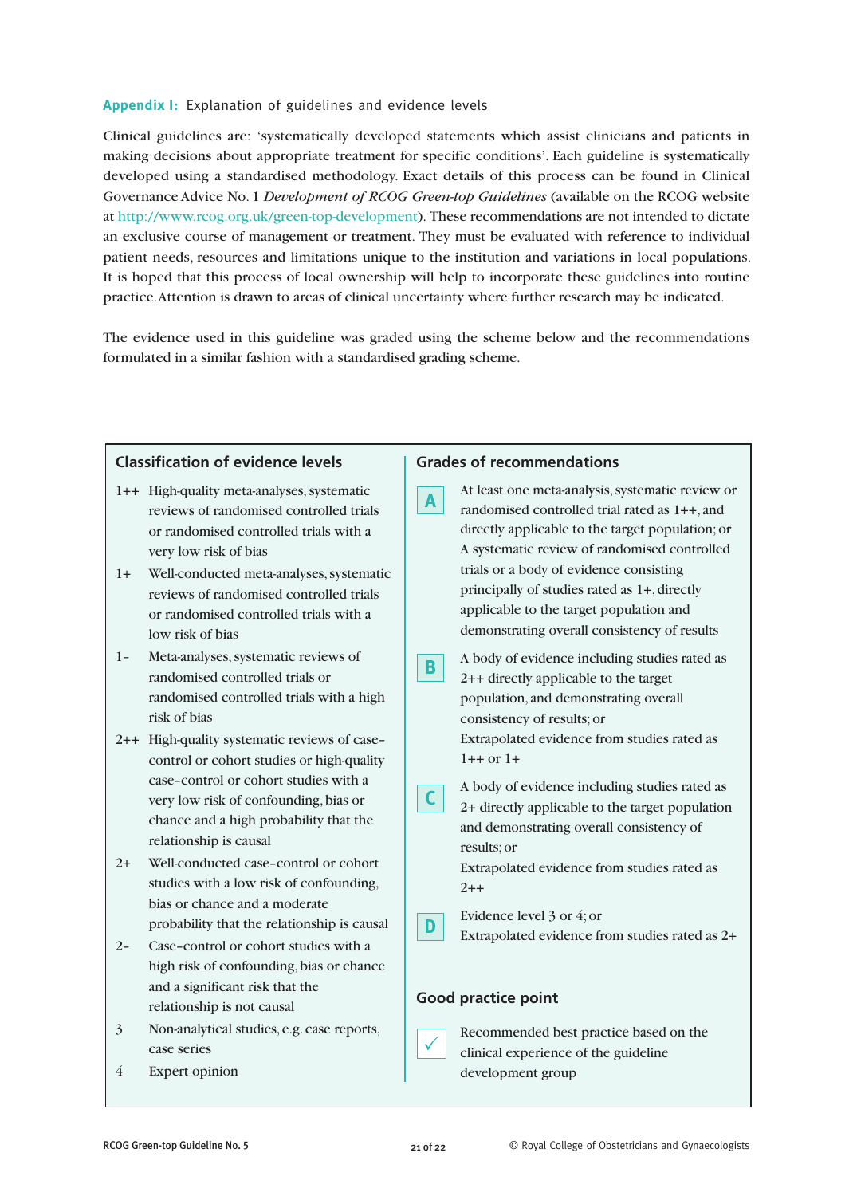## **Appendix I:** Explanation of guidelines and evidence levels

Clinical guidelines are: 'systematically developed statements which assist clinicians and patients in making decisions about appropriate treatment for specific conditions'. Each guideline is systematically developed using a standardised methodology. Exact details of this process can be found in Clinical Governance Advice No. 1 *Development of RCOG Green-top Guidelines* (available on the RCOG website at http://www.rcog.org.uk/green-top-development). These recommendations are not intended to dictate an exclusive course of management or treatment. They must be evaluated with reference to individual patient needs, resources and limitations unique to the institution and variations in local populations. It is hoped that this process of local ownership will help to incorporate these guidelines into routine practice. Attention is drawn to areas of clinical uncertainty where further research may be indicated.

The evidence used in this guideline was graded using the scheme below and the recommendations formulated in a similar fashion with a standardised grading scheme.

### Classification of evidence levels

| Level | Description |
|---|---|
| 1++ | High-quality meta-analyses, systematic reviews of randomised controlled trials or randomised controlled trials with a very low risk of bias |
| 1+ | Well-conducted meta-analyses, systematic reviews of randomised controlled trials or randomised controlled trials with a low risk of bias |
| 1– | Meta-analyses, systematic reviews of randomised controlled trials or randomised controlled trials with a high risk of bias |
| 2++ | High-quality systematic reviews of case–control or cohort studies or high-quality case–control or cohort studies with a very low risk of confounding, bias or chance and a high probability that the relationship is causal |
| 2+ | Well-conducted case–control or cohort studies with a low risk of confounding, bias or chance and a moderate probability that the relationship is causal |
| 2– | Case–control or cohort studies with a high risk of confounding, bias or chance and a significant risk that the relationship is not causal |
| 3 | Non-analytical studies, e.g. case reports, case series |
| 4 | Expert opinion |

### Grades of recommendations

| Grade | Description |
|---|---|
| A | At least one meta-analysis, systematic review or randomised controlled trial rated as 1++, and directly applicable to the target population; or<br>A systematic review of randomised controlled trials or a body of evidence consisting principally of studies rated as 1+, directly applicable to the target population and demonstrating overall consistency of results |
| B | A body of evidence including studies rated as 2++ directly applicable to the target population, and demonstrating overall consistency of results; or<br>Extrapolated evidence from studies rated as 1++ or 1+ |
| C | A body of evidence including studies rated as 2+ directly applicable to the target population and demonstrating overall consistency of results; or<br>Extrapolated evidence from studies rated as 2++ |
| D | Evidence level 3 or 4; or<br>Extrapolated evidence from studies rated as 2+ |

### Good practice point

| | |
|---|---|
| ✓ | Recommended best practice based on the clinical experience of the guideline development group |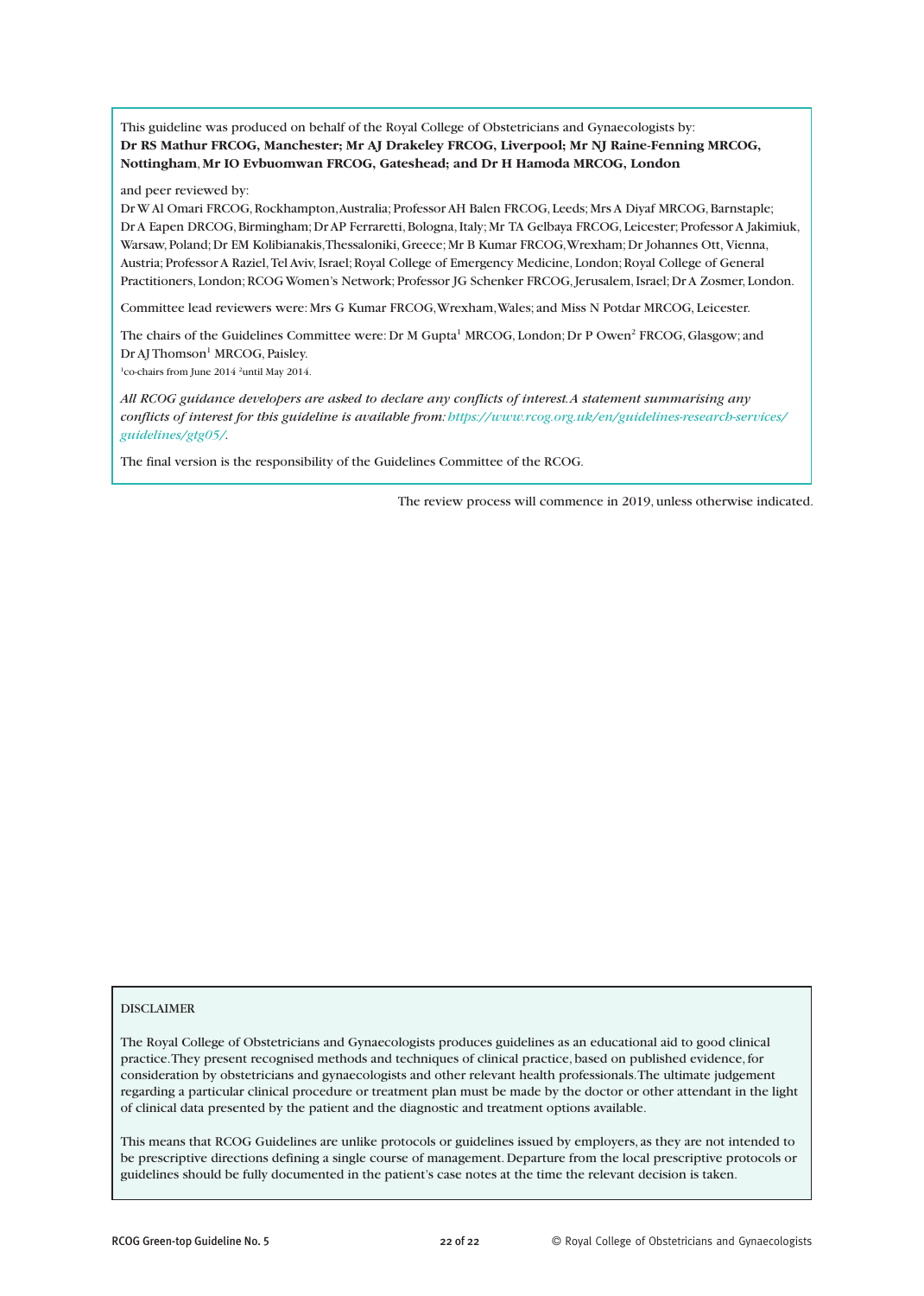This guideline was produced on behalf of the Royal College of Obstetricians and Gynaecologists by:
**Dr RS Mathur FRCOG, Manchester; Mr AJ Drakeley FRCOG, Liverpool; Mr NJ Raine-Fenning MRCOG, Nottingham, Mr IO Evbuomwan FRCOG, Gateshead; and Dr H Hamoda MRCOG, London**

and peer reviewed by:
Dr W Al Omari FRCOG, Rockhampton, Australia; Professor AH Balen FRCOG, Leeds; Mrs A Diyaf MRCOG, Barnstaple; Dr A Eapen DRCOG, Birmingham; Dr AP Ferraretti, Bologna, Italy; Mr TA Gelbaya FRCOG, Leicester; Professor A Jakimiuk, Warsaw, Poland; Dr EM Kolibianakis, Thessaloniki, Greece; Mr B Kumar FRCOG, Wrexham; Dr Johannes Ott, Vienna, Austria; Professor A Raziel, Tel Aviv, Israel; Royal College of Emergency Medicine, London; Royal College of General Practitioners, London; RCOG Women's Network; Professor JG Schenker FRCOG, Jerusalem, Israel; Dr A Zosmer, London.

Committee lead reviewers were: Mrs G Kumar FRCOG, Wrexham, Wales; and Miss N Potdar MRCOG, Leicester.

The chairs of the Guidelines Committee were: Dr M Gupta[1] MRCOG, London; Dr P Owen[2] FRCOG, Glasgow; and Dr AJ Thomson[1] MRCOG, Paisley.
[1]co-chairs from June 2014 [2]until May 2014.

*All RCOG guidance developers are asked to declare any conflicts of interest. A statement summarising any conflicts of interest for this guideline is available from: https://www.rcog.org.uk/en/guidelines-research-services/guidelines/gtg05/.*

The final version is the responsibility of the Guidelines Committee of the RCOG.

The review process will commence in 2019, unless otherwise indicated.

DISCLAIMER

The Royal College of Obstetricians and Gynaecologists produces guidelines as an educational aid to good clinical practice. They present recognised methods and techniques of clinical practice, based on published evidence, for consideration by obstetricians and gynaecologists and other relevant health professionals. The ultimate judgement regarding a particular clinical procedure or treatment plan must be made by the doctor or other attendant in the light of clinical data presented by the patient and the diagnostic and treatment options available.

This means that RCOG Guidelines are unlike protocols or guidelines issued by employers, as they are not intended to be prescriptive directions defining a single course of management. Departure from the local prescriptive protocols or guidelines should be fully documented in the patient's case notes at the time the relevant decision is taken.